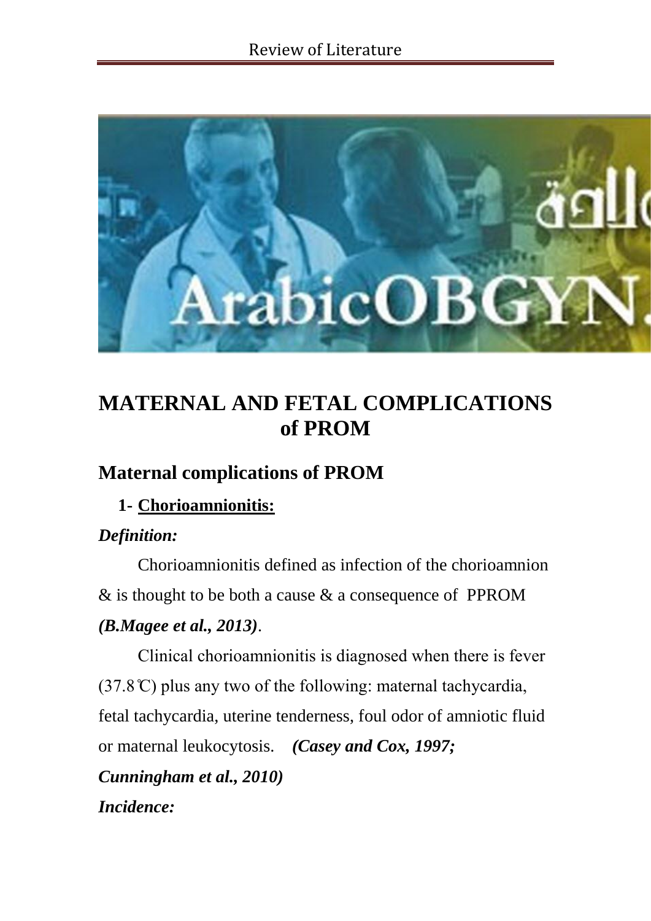# MATERNAL AND FETAL COMPLICATIONS of PROM

## Maternal complications of PROM

1- **Chorioamnionitis:**

***Definition:***

Chorioamnionitis defined as infection of the chorioamnion & is thought to be both a cause & a consequence of PPROM ***(B.Magee et al., 2013)***.

Clinical chorioamnionitis is diagnosed when there is fever (37.8℃) plus any two of the following: maternal tachycardia, fetal tachycardia, uterine tenderness, foul odor of amniotic fluid or maternal leukocytosis. ***(Casey and Cox, 1997; Cunningham et al., 2010)***

***Incidence:***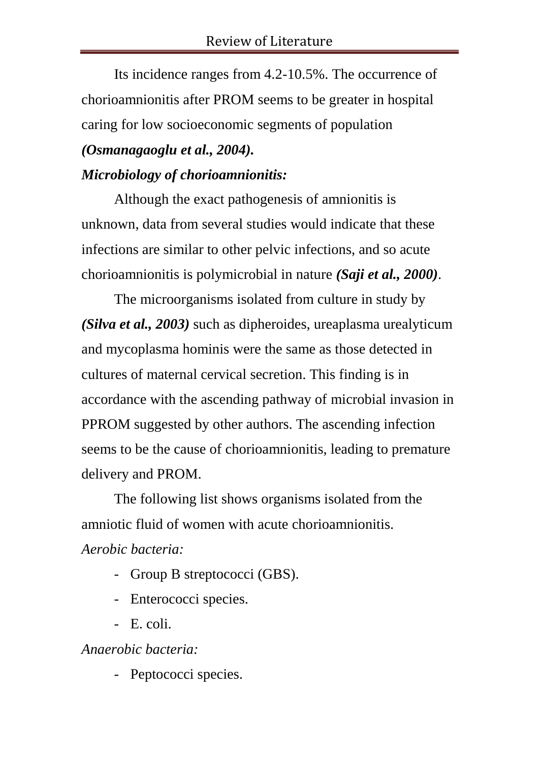Its incidence ranges from 4.2-10.5%. The occurrence of chorioamnionitis after PROM seems to be greater in hospital caring for low socioeconomic segments of population ***(Osmanagaoglu et al., 2004).***

***Microbiology of chorioamnionitis:***

Although the exact pathogenesis of amnionitis is unknown, data from several studies would indicate that these infections are similar to other pelvic infections, and so acute chorioamnionitis is polymicrobial in nature ***(Saji et al., 2000)***.

The microorganisms isolated from culture in study by ***(Silva et al., 2003)*** such as dipheroides, ureaplasma urealyticum and mycoplasma hominis were the same as those detected in cultures of maternal cervical secretion. This finding is in accordance with the ascending pathway of microbial invasion in PPROM suggested by other authors. The ascending infection seems to be the cause of chorioamnionitis, leading to premature delivery and PROM.

The following list shows organisms isolated from the amniotic fluid of women with acute chorioamnionitis.

*Aerobic bacteria:*

- Group B streptococci (GBS).
- Enterococci species.
- E. coli.

*Anaerobic bacteria:*

- Peptococci species.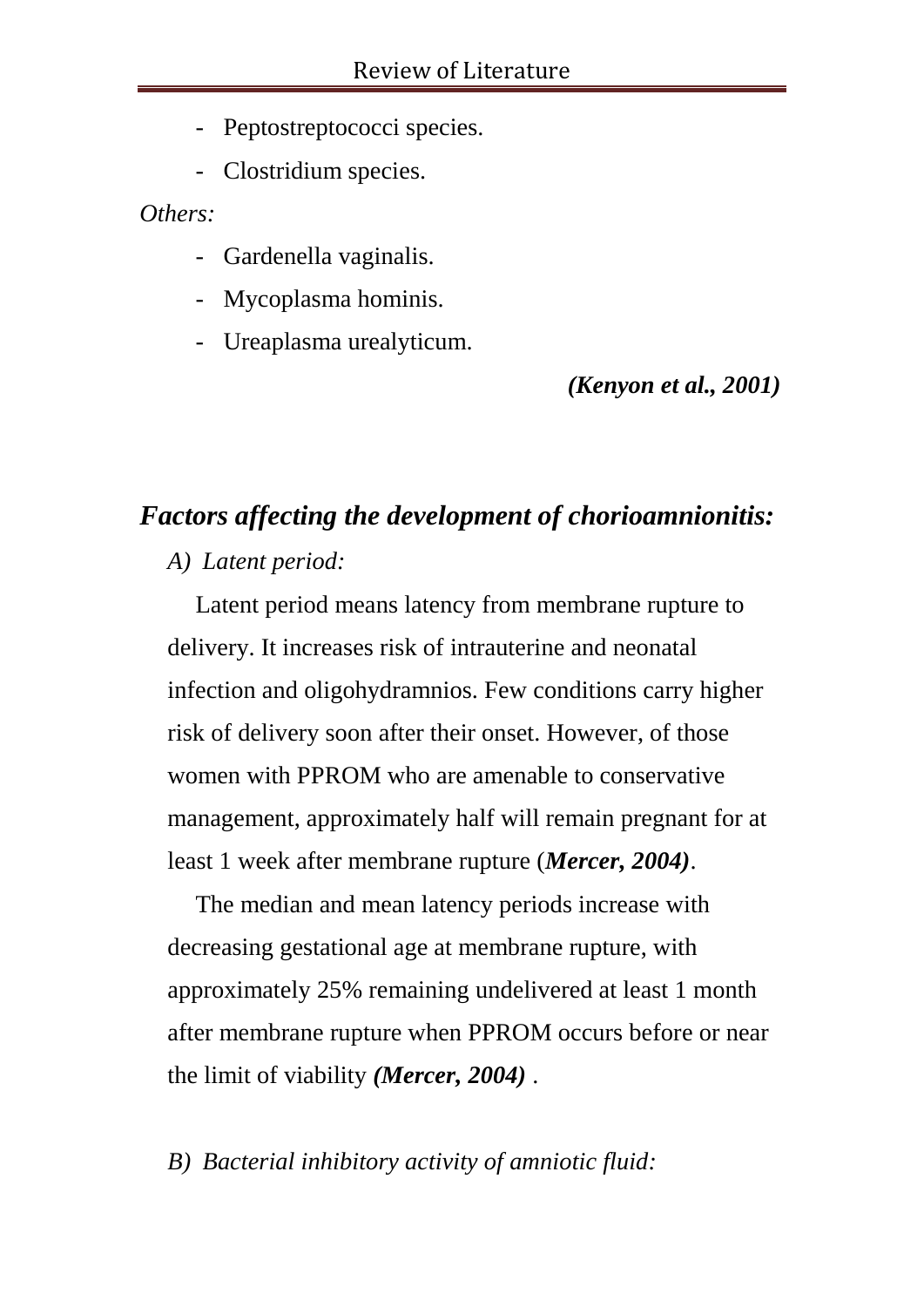- Peptostreptococci species.
- Clostridium species.

*Others:*

- Gardenella vaginalis.
- Mycoplasma hominis.
- Ureaplasma urealyticum.

***(Kenyon et al., 2001)***

## *Factors affecting the development of chorioamnionitis:*

*A) Latent period:*

Latent period means latency from membrane rupture to delivery. It increases risk of intrauterine and neonatal infection and oligohydramnios. Few conditions carry higher risk of delivery soon after their onset. However, of those women with PPROM who are amenable to conservative management, approximately half will remain pregnant for at least 1 week after membrane rupture (***Mercer, 2004)***.

The median and mean latency periods increase with decreasing gestational age at membrane rupture, with approximately 25% remaining undelivered at least 1 month after membrane rupture when PPROM occurs before or near the limit of viability ***(Mercer, 2004)*** .

*B) Bacterial inhibitory activity of amniotic fluid:*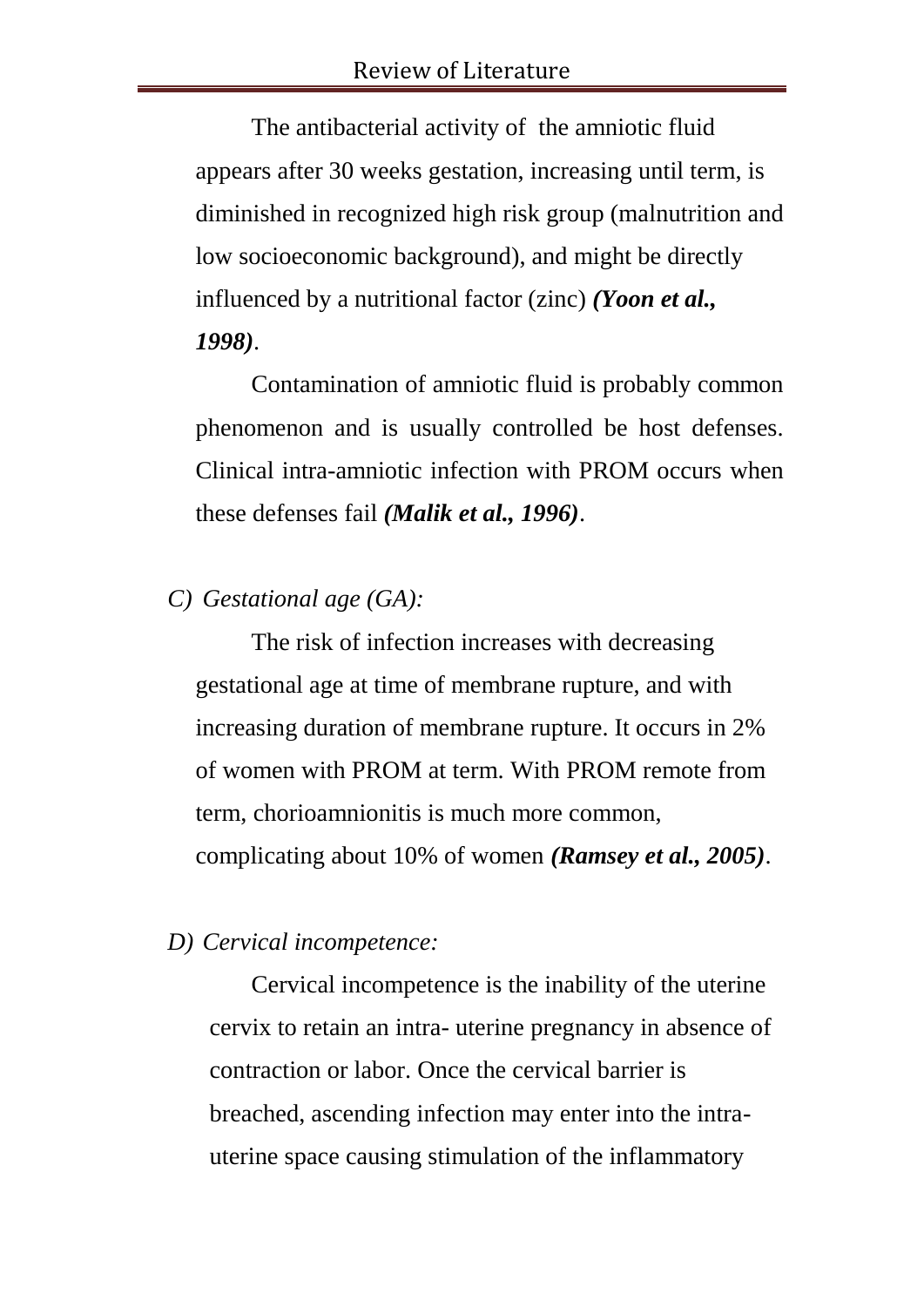The antibacterial activity of the amniotic fluid appears after 30 weeks gestation, increasing until term, is diminished in recognized high risk group (malnutrition and low socioeconomic background), and might be directly influenced by a nutritional factor (zinc) ***(Yoon et al., 1998)***.

Contamination of amniotic fluid is probably common phenomenon and is usually controlled be host defenses. Clinical intra-amniotic infection with PROM occurs when these defenses fail ***(Malik et al., 1996)***.

*C) Gestational age (GA):*

The risk of infection increases with decreasing gestational age at time of membrane rupture, and with increasing duration of membrane rupture. It occurs in 2% of women with PROM at term. With PROM remote from term, chorioamnionitis is much more common, complicating about 10% of women ***(Ramsey et al., 2005)***.

*D) Cervical incompetence:*

Cervical incompetence is the inability of the uterine cervix to retain an intra- uterine pregnancy in absence of contraction or labor. Once the cervical barrier is breached, ascending infection may enter into the intra-uterine space causing stimulation of the inflammatory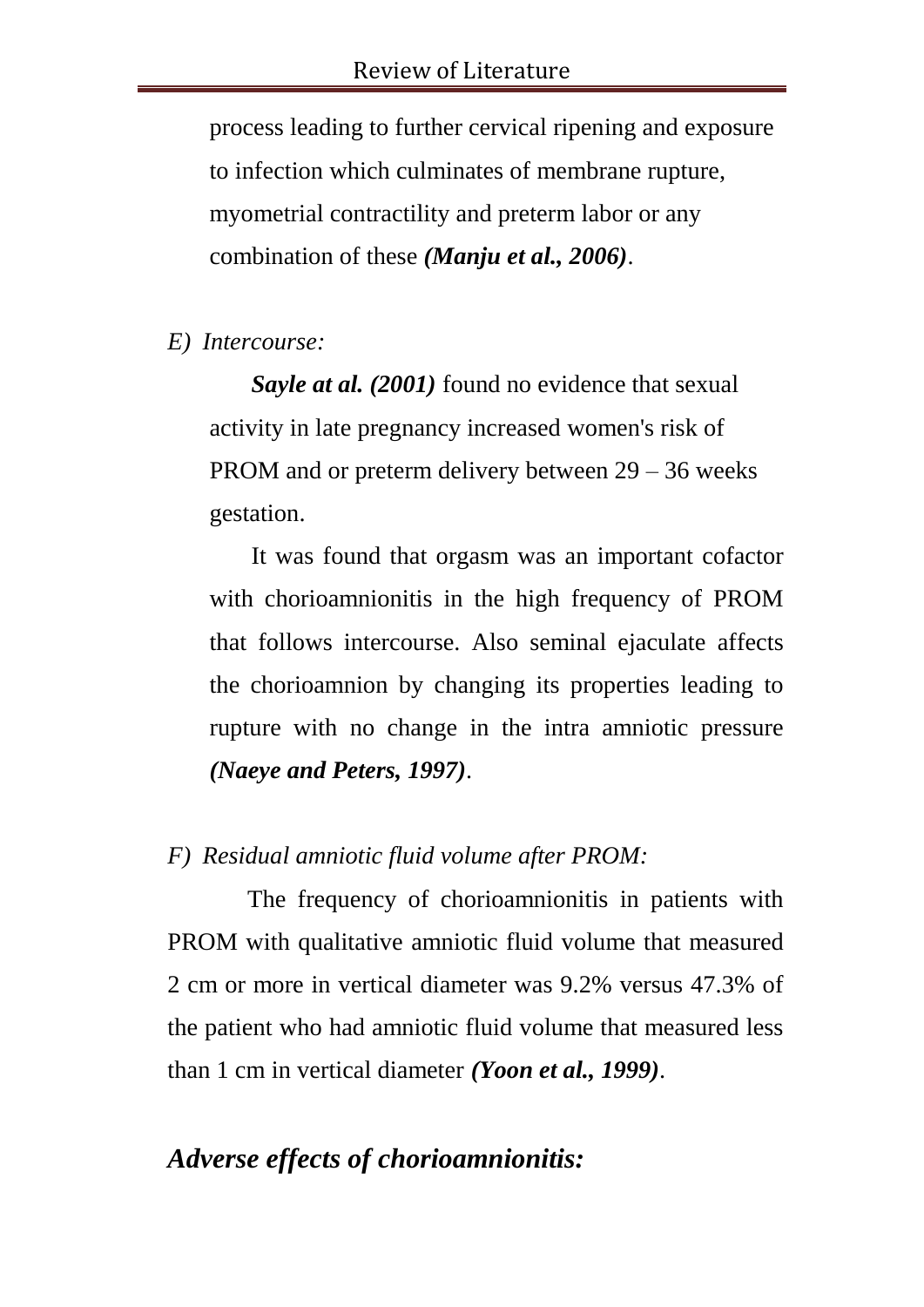process leading to further cervical ripening and exposure to infection which culminates of membrane rupture, myometrial contractility and preterm labor or any combination of these ***(Manju et al., 2006)***.

*E) Intercourse:*

***Sayle at al. (2001)*** found no evidence that sexual activity in late pregnancy increased women's risk of PROM and or preterm delivery between 29 – 36 weeks gestation.

It was found that orgasm was an important cofactor with chorioamnionitis in the high frequency of PROM that follows intercourse. Also seminal ejaculate affects the chorioamnion by changing its properties leading to rupture with no change in the intra amniotic pressure ***(Naeye and Peters, 1997)***.

*F) Residual amniotic fluid volume after PROM:*

The frequency of chorioamnionitis in patients with PROM with qualitative amniotic fluid volume that measured 2 cm or more in vertical diameter was 9.2% versus 47.3% of the patient who had amniotic fluid volume that measured less than 1 cm in vertical diameter ***(Yoon et al., 1999)***.

## *Adverse effects of chorioamnionitis:*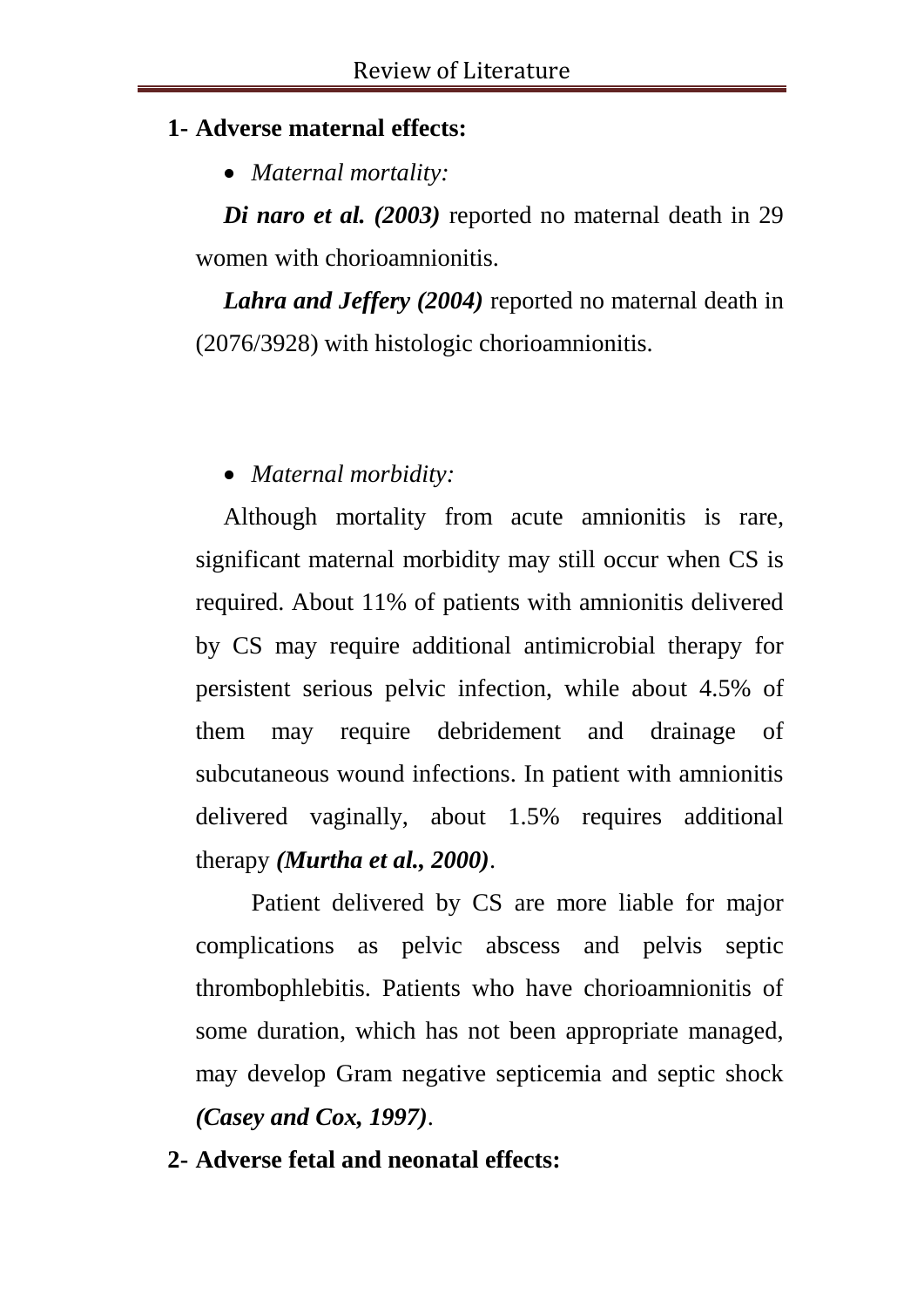## 1- Adverse maternal effects:

- *Maternal mortality:*

***Di naro et al. (2003)*** reported no maternal death in 29 women with chorioamnionitis.

***Lahra and Jeffery (2004)*** reported no maternal death in (2076/3928) with histologic chorioamnionitis.

- *Maternal morbidity:*

Although mortality from acute amnionitis is rare, significant maternal morbidity may still occur when CS is required. About 11% of patients with amnionitis delivered by CS may require additional antimicrobial therapy for persistent serious pelvic infection, while about 4.5% of them may require debridement and drainage of subcutaneous wound infections. In patient with amnionitis delivered vaginally, about 1.5% requires additional therapy ***(Murtha et al., 2000)***.

Patient delivered by CS are more liable for major complications as pelvic abscess and pelvis septic thrombophlebitis. Patients who have chorioamnionitis of some duration, which has not been appropriate managed, may develop Gram negative septicemia and septic shock ***(Casey and Cox, 1997)***.

## 2- Adverse fetal and neonatal effects: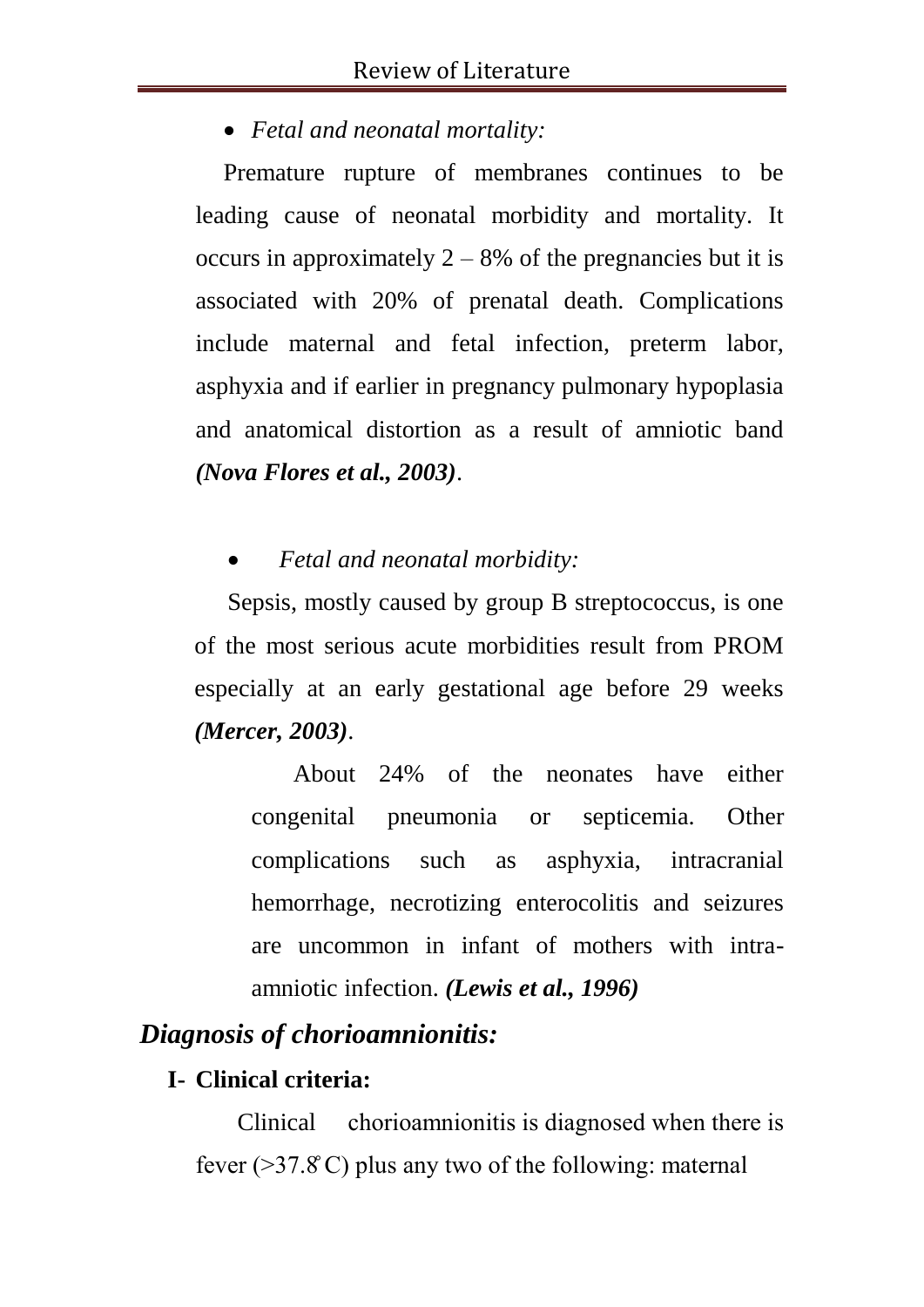- *Fetal and neonatal mortality:*

Premature rupture of membranes continues to be leading cause of neonatal morbidity and mortality. It occurs in approximately 2 – 8% of the pregnancies but it is associated with 20% of prenatal death. Complications include maternal and fetal infection, preterm labor, asphyxia and if earlier in pregnancy pulmonary hypoplasia and anatomical distortion as a result of amniotic band ***(Nova Flores et al., 2003)***.

- *Fetal and neonatal morbidity:*

Sepsis, mostly caused by group B streptococcus, is one of the most serious acute morbidities result from PROM especially at an early gestational age before 29 weeks ***(Mercer, 2003)***.

About 24% of the neonates have either congenital pneumonia or septicemia. Other complications such as asphyxia, intracranial hemorrhage, necrotizing enterocolitis and seizures are uncommon in infant of mothers with intra-amniotic infection. ***(Lewis et al., 1996)***

## *Diagnosis of chorioamnionitis:*

### I- Clinical criteria:

Clinical chorioamnionitis is diagnosed when there is fever (>37.8°C) plus any two of the following: maternal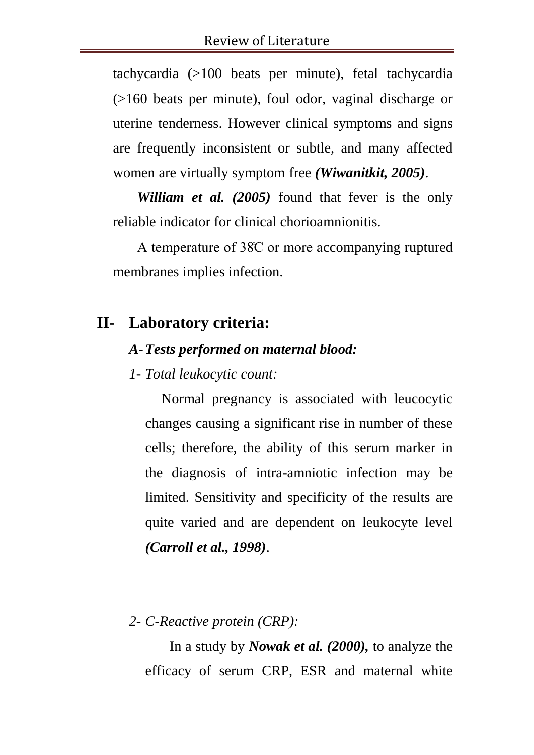tachycardia (>100 beats per minute), fetal tachycardia (>160 beats per minute), foul odor, vaginal discharge or uterine tenderness. However clinical symptoms and signs are frequently inconsistent or subtle, and many affected women are virtually symptom free ***(Wiwanitkit, 2005)***.

***William et al. (2005)*** found that fever is the only reliable indicator for clinical chorioamnionitis.

A temperature of 38°C or more accompanying ruptured membranes implies infection.

## II- Laboratory criteria:

### *A- Tests performed on maternal blood:*

*1- Total leukocytic count:*

Normal pregnancy is associated with leucocytic changes causing a significant rise in number of these cells; therefore, the ability of this serum marker in the diagnosis of intra-amniotic infection may be limited. Sensitivity and specificity of the results are quite varied and are dependent on leukocyte level ***(Carroll et al., 1998)***.

*2- C-Reactive protein (CRP):*

In a study by ***Nowak et al. (2000),*** to analyze the efficacy of serum CRP, ESR and maternal white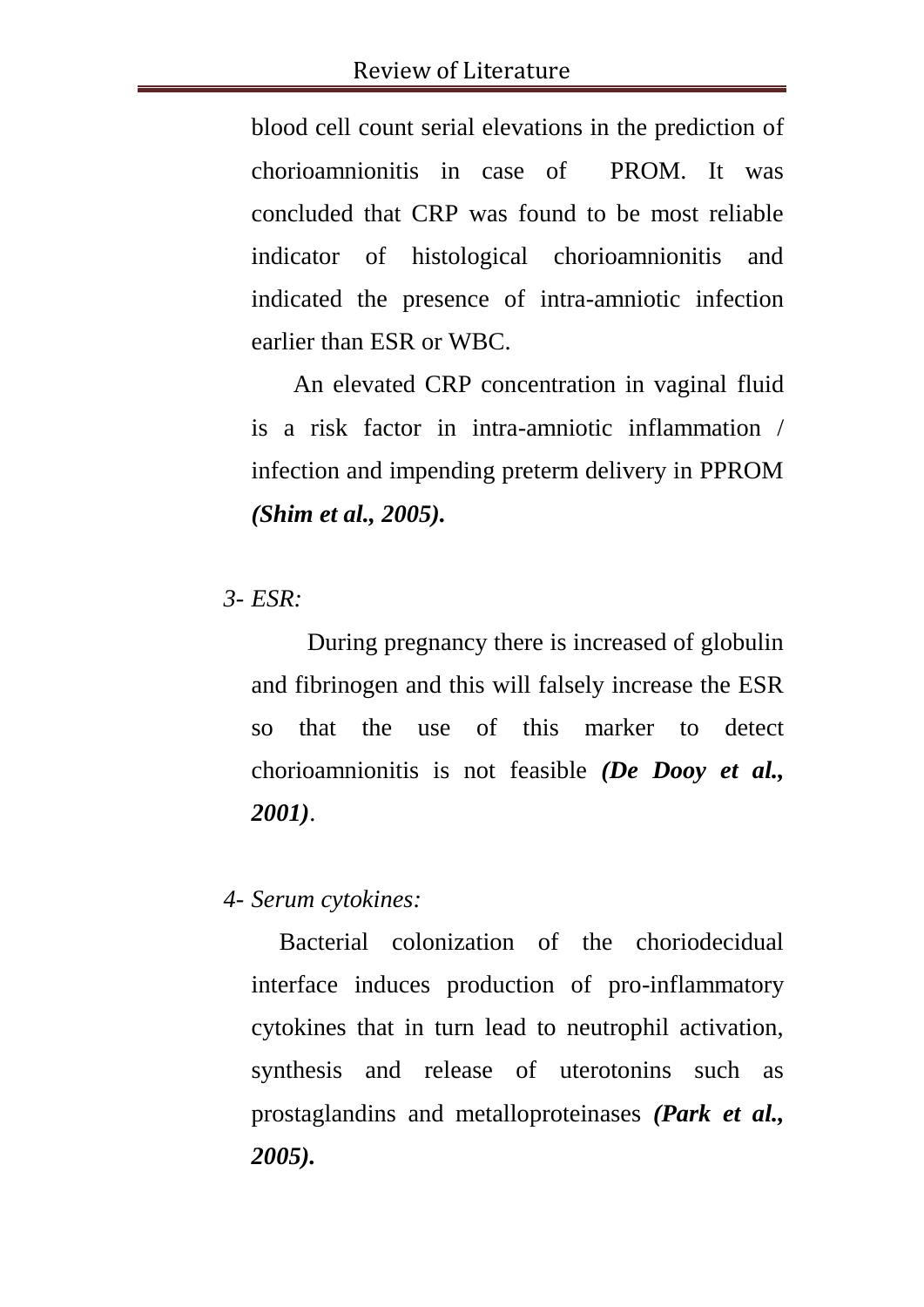blood cell count serial elevations in the prediction of chorioamnionitis in case of PROM. It was concluded that CRP was found to be most reliable indicator of histological chorioamnionitis and indicated the presence of intra-amniotic infection earlier than ESR or WBC.

An elevated CRP concentration in vaginal fluid is a risk factor in intra-amniotic inflammation / infection and impending preterm delivery in PPROM ***(Shim et al., 2005).***

*3- ESR:*

During pregnancy there is increased of globulin and fibrinogen and this will falsely increase the ESR so that the use of this marker to detect chorioamnionitis is not feasible ***(De Dooy et al., 2001)***.

*4- Serum cytokines:*

Bacterial colonization of the choriodecidual interface induces production of pro-inflammatory cytokines that in turn lead to neutrophil activation, synthesis and release of uterotonins such as prostaglandins and metalloproteinases ***(Park et al., 2005).***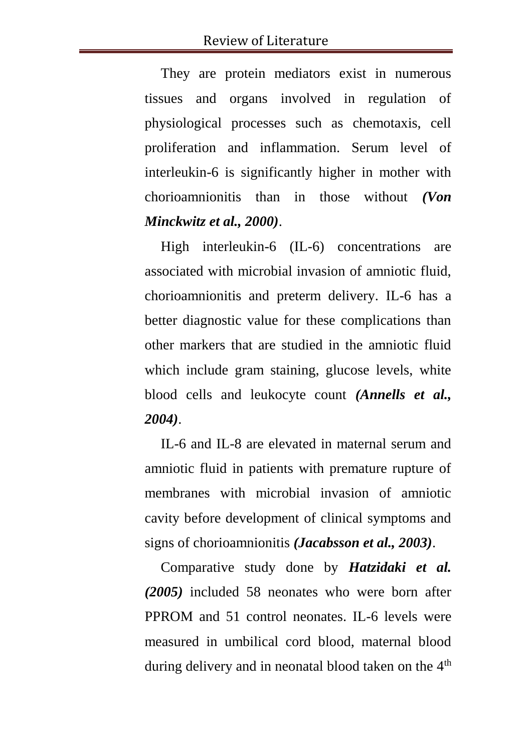They are protein mediators exist in numerous tissues and organs involved in regulation of physiological processes such as chemotaxis, cell proliferation and inflammation. Serum level of interleukin-6 is significantly higher in mother with chorioamnionitis than in those without ***(Von Minckwitz et al., 2000)***.

High interleukin-6 (IL-6) concentrations are associated with microbial invasion of amniotic fluid, chorioamnionitis and preterm delivery. IL-6 has a better diagnostic value for these complications than other markers that are studied in the amniotic fluid which include gram staining, glucose levels, white blood cells and leukocyte count ***(Annells et al., 2004)***.

IL-6 and IL-8 are elevated in maternal serum and amniotic fluid in patients with premature rupture of membranes with microbial invasion of amniotic cavity before development of clinical symptoms and signs of chorioamnionitis ***(Jacabsson et al., 2003)***.

Comparative study done by ***Hatzidaki et al. (2005)*** included 58 neonates who were born after PPROM and 51 control neonates. IL-6 levels were measured in umbilical cord blood, maternal blood during delivery and in neonatal blood taken on the 4$^{th}$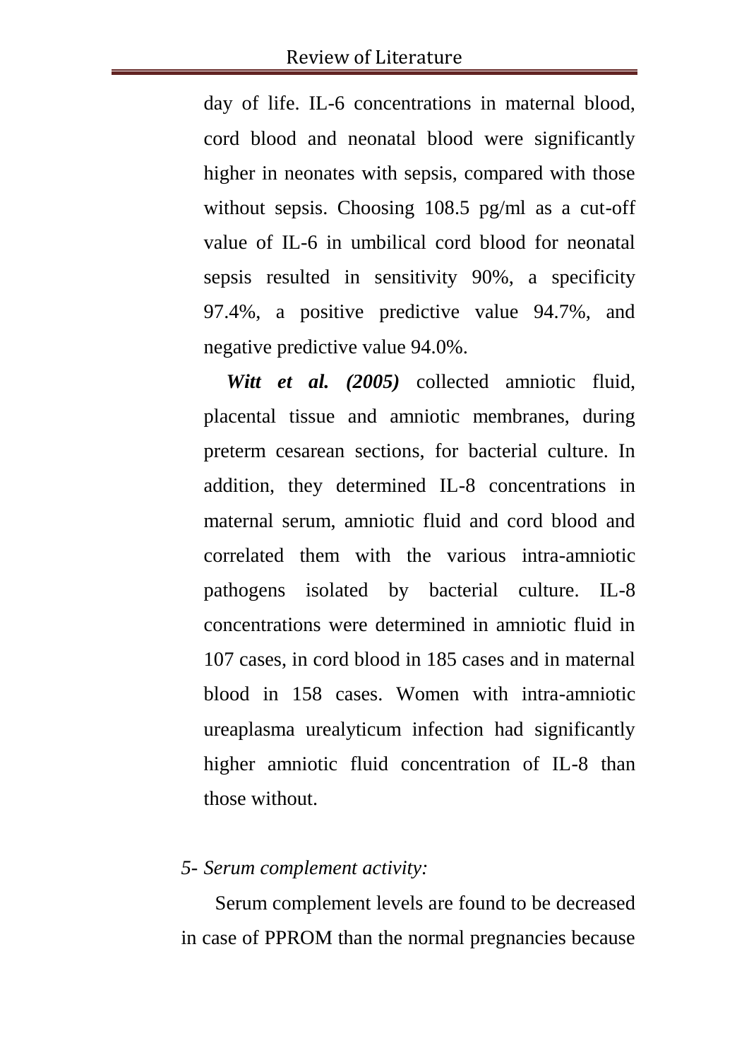day of life. IL-6 concentrations in maternal blood, cord blood and neonatal blood were significantly higher in neonates with sepsis, compared with those without sepsis. Choosing 108.5 pg/ml as a cut-off value of IL-6 in umbilical cord blood for neonatal sepsis resulted in sensitivity 90%, a specificity 97.4%, a positive predictive value 94.7%, and negative predictive value 94.0%.

***Witt et al. (2005)*** collected amniotic fluid, placental tissue and amniotic membranes, during preterm cesarean sections, for bacterial culture. In addition, they determined IL-8 concentrations in maternal serum, amniotic fluid and cord blood and correlated them with the various intra-amniotic pathogens isolated by bacterial culture. IL-8 concentrations were determined in amniotic fluid in 107 cases, in cord blood in 185 cases and in maternal blood in 158 cases. Women with intra-amniotic ureaplasma urealyticum infection had significantly higher amniotic fluid concentration of IL-8 than those without.

*5- Serum complement activity:*

Serum complement levels are found to be decreased in case of PPROM than the normal pregnancies because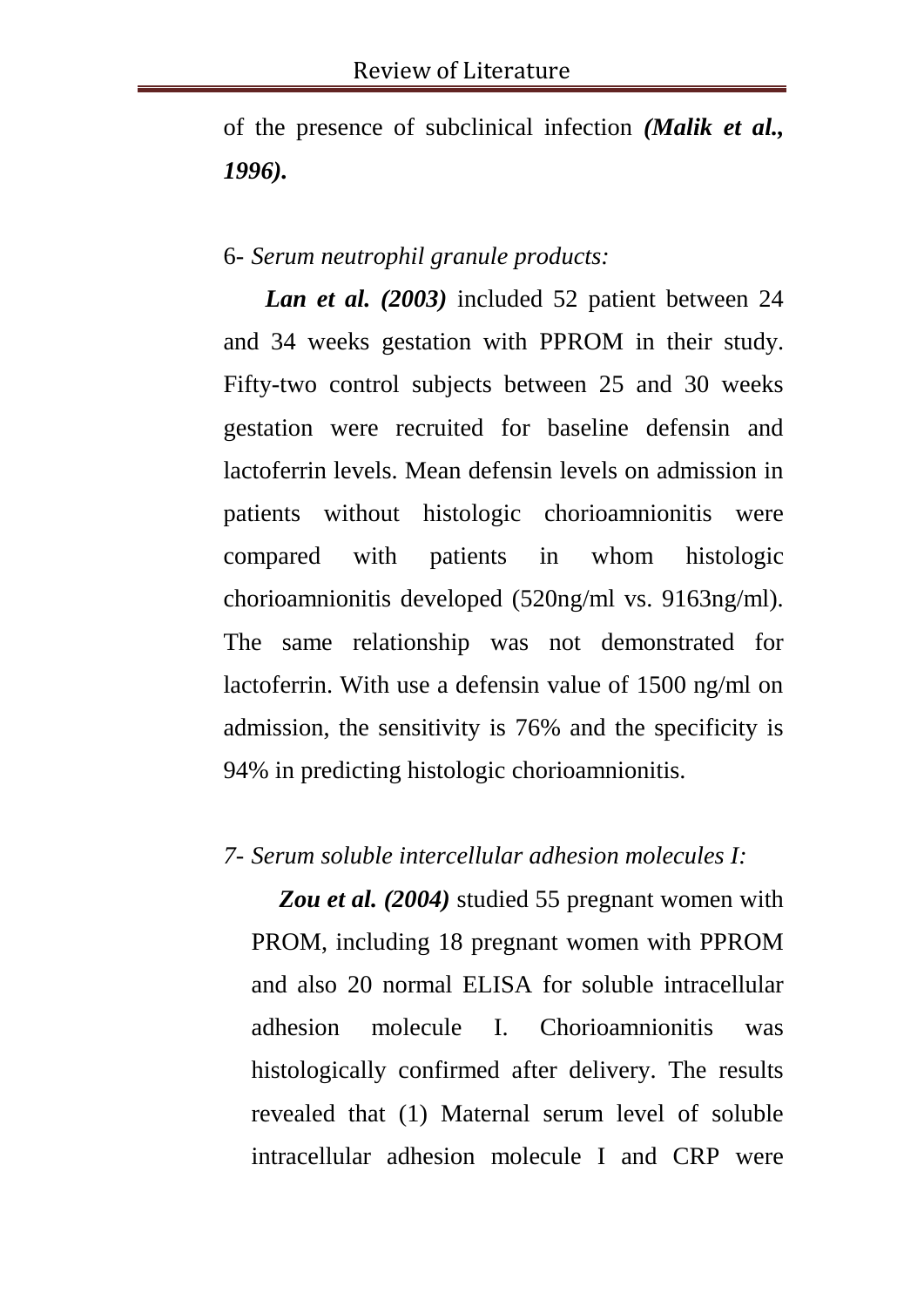of the presence of subclinical infection ***(Malik et al., 1996).***

6- *Serum neutrophil granule products:*

***Lan et al. (2003)*** included 52 patient between 24 and 34 weeks gestation with PPROM in their study. Fifty-two control subjects between 25 and 30 weeks gestation were recruited for baseline defensin and lactoferrin levels. Mean defensin levels on admission in patients without histologic chorioamnionitis were compared with patients in whom histologic chorioamnionitis developed (520ng/ml vs. 9163ng/ml). The same relationship was not demonstrated for lactoferrin. With use a defensin value of 1500 ng/ml on admission, the sensitivity is 76% and the specificity is 94% in predicting histologic chorioamnionitis.

*7- Serum soluble intercellular adhesion molecules I:*

***Zou et al. (2004)*** studied 55 pregnant women with PROM, including 18 pregnant women with PPROM and also 20 normal ELISA for soluble intracellular adhesion molecule I. Chorioamnionitis was histologically confirmed after delivery. The results revealed that (1) Maternal serum level of soluble intracellular adhesion molecule I and CRP were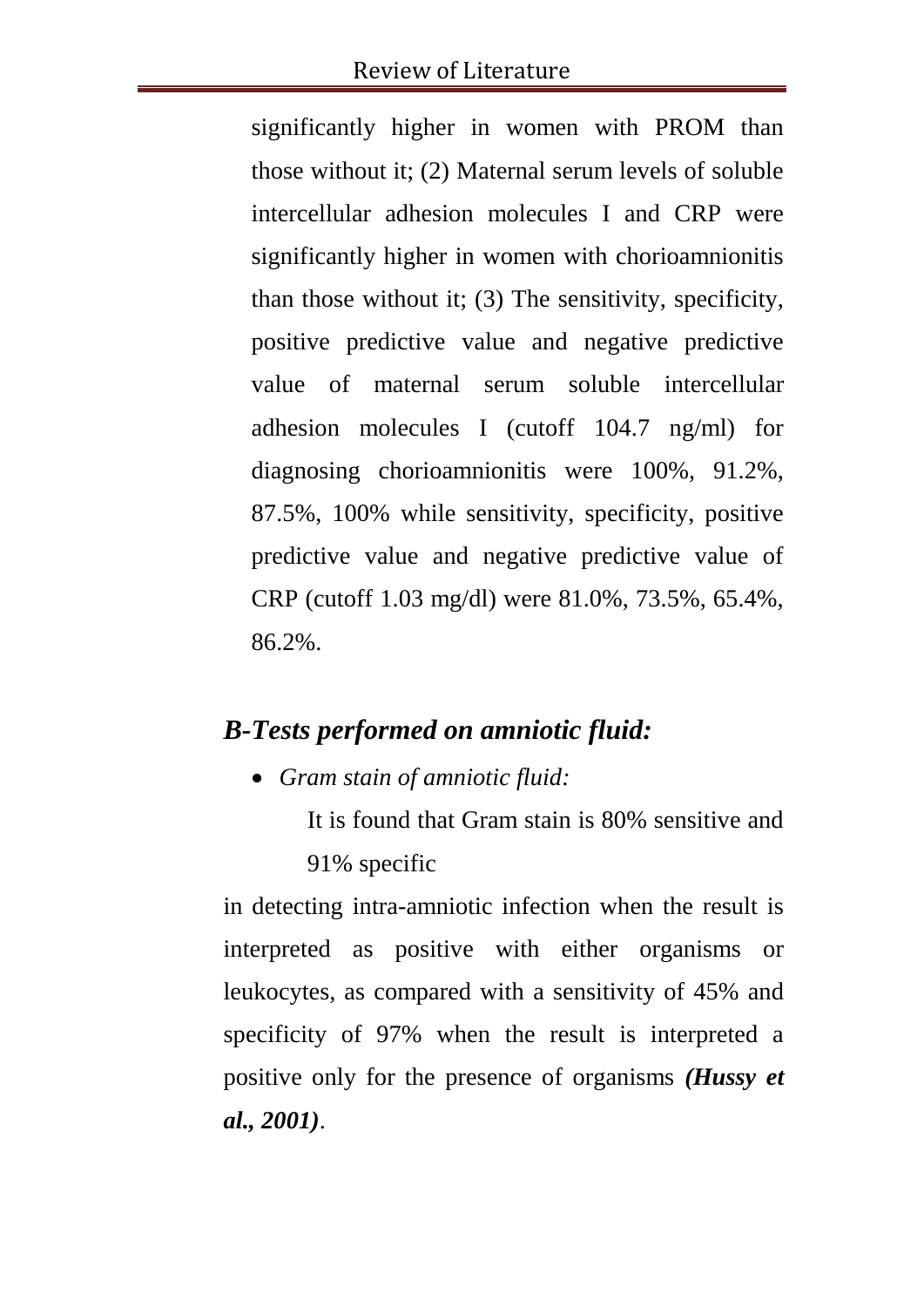significantly higher in women with PROM than those without it; (2) Maternal serum levels of soluble intercellular adhesion molecules I and CRP were significantly higher in women with chorioamnionitis than those without it; (3) The sensitivity, specificity, positive predictive value and negative predictive value of maternal serum soluble intercellular adhesion molecules I (cutoff 104.7 ng/ml) for diagnosing chorioamnionitis were 100%, 91.2%, 87.5%, 100% while sensitivity, specificity, positive predictive value and negative predictive value of CRP (cutoff 1.03 mg/dl) were 81.0%, 73.5%, 65.4%, 86.2%.

## *B-Tests performed on amniotic fluid:*

- *Gram stain of amniotic fluid:*

  It is found that Gram stain is 80% sensitive and 91% specific

in detecting intra-amniotic infection when the result is interpreted as positive with either organisms or leukocytes, as compared with a sensitivity of 45% and specificity of 97% when the result is interpreted a positive only for the presence of organisms ***(Hussy et al., 2001)***.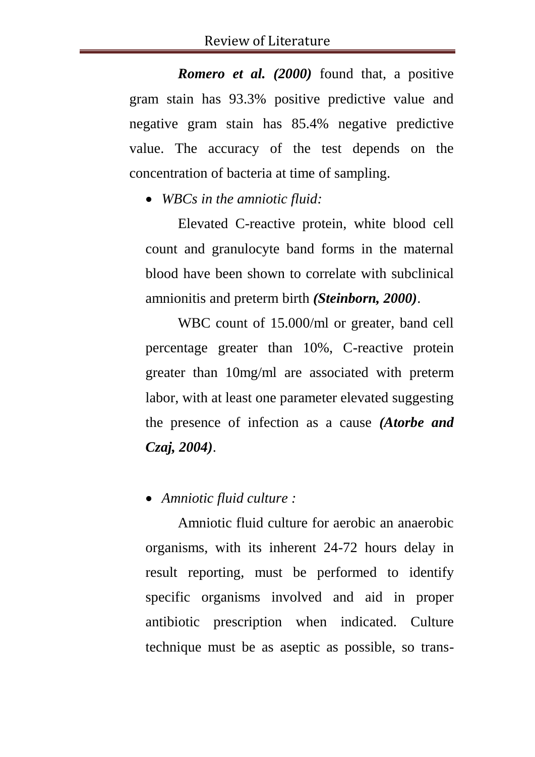***Romero et al. (2000)*** found that, a positive gram stain has 93.3% positive predictive value and negative gram stain has 85.4% negative predictive value. The accuracy of the test depends on the concentration of bacteria at time of sampling.

- *WBCs in the amniotic fluid:*

Elevated C-reactive protein, white blood cell count and granulocyte band forms in the maternal blood have been shown to correlate with subclinical amnionitis and preterm birth ***(Steinborn, 2000)***.

WBC count of 15.000/ml or greater, band cell percentage greater than 10%, C-reactive protein greater than 10mg/ml are associated with preterm labor, with at least one parameter elevated suggesting the presence of infection as a cause ***(Atorbe and Czaj, 2004)***.

- *Amniotic fluid culture :*

Amniotic fluid culture for aerobic an anaerobic organisms, with its inherent 24-72 hours delay in result reporting, must be performed to identify specific organisms involved and aid in proper antibiotic prescription when indicated. Culture technique must be as aseptic as possible, so trans-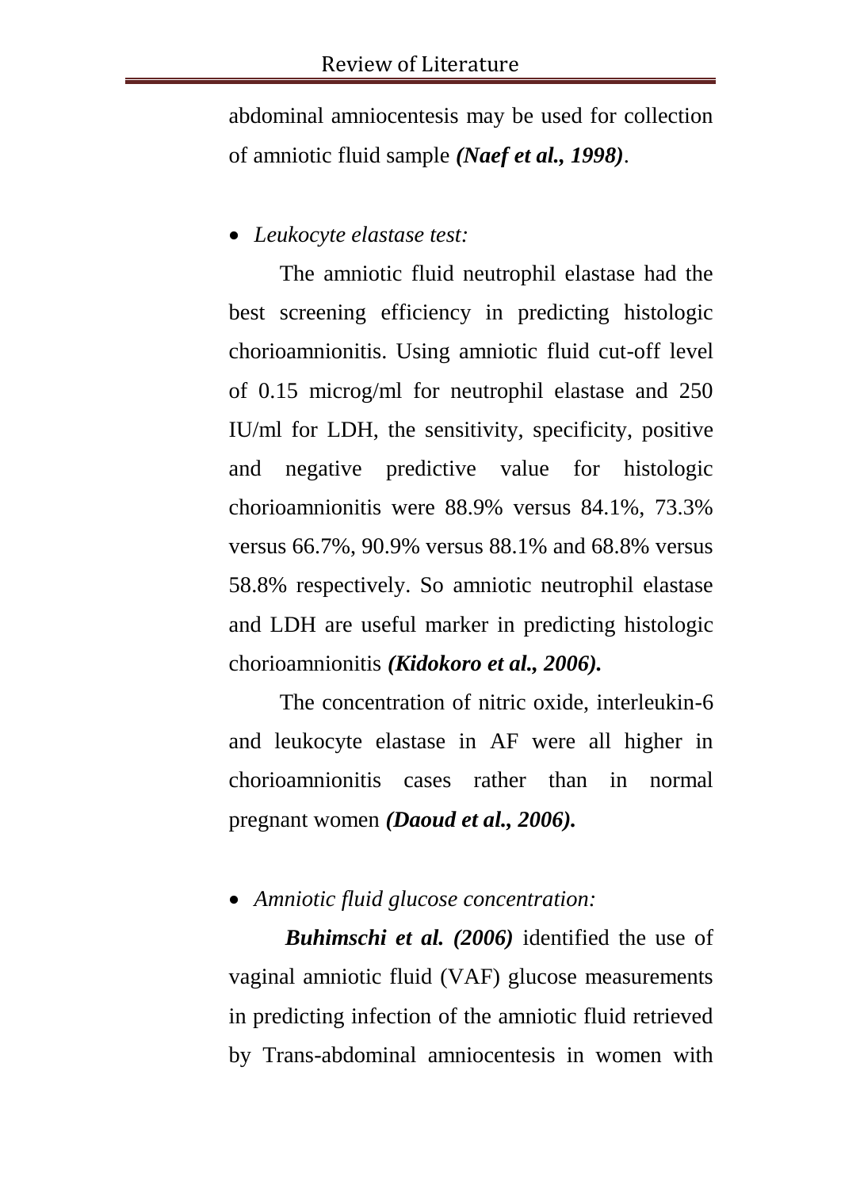abdominal amniocentesis may be used for collection of amniotic fluid sample ***(Naef et al., 1998)***.

- *Leukocyte elastase test:*

The amniotic fluid neutrophil elastase had the best screening efficiency in predicting histologic chorioamnionitis. Using amniotic fluid cut-off level of 0.15 microg/ml for neutrophil elastase and 250 IU/ml for LDH, the sensitivity, specificity, positive and negative predictive value for histologic chorioamnionitis were 88.9% versus 84.1%, 73.3% versus 66.7%, 90.9% versus 88.1% and 68.8% versus 58.8% respectively. So amniotic neutrophil elastase and LDH are useful marker in predicting histologic chorioamnionitis ***(Kidokoro et al., 2006).***

The concentration of nitric oxide, interleukin-6 and leukocyte elastase in AF were all higher in chorioamnionitis cases rather than in normal pregnant women ***(Daoud et al., 2006).***

- *Amniotic fluid glucose concentration:*

***Buhimschi et al. (2006)*** identified the use of vaginal amniotic fluid (VAF) glucose measurements in predicting infection of the amniotic fluid retrieved by Trans-abdominal amniocentesis in women with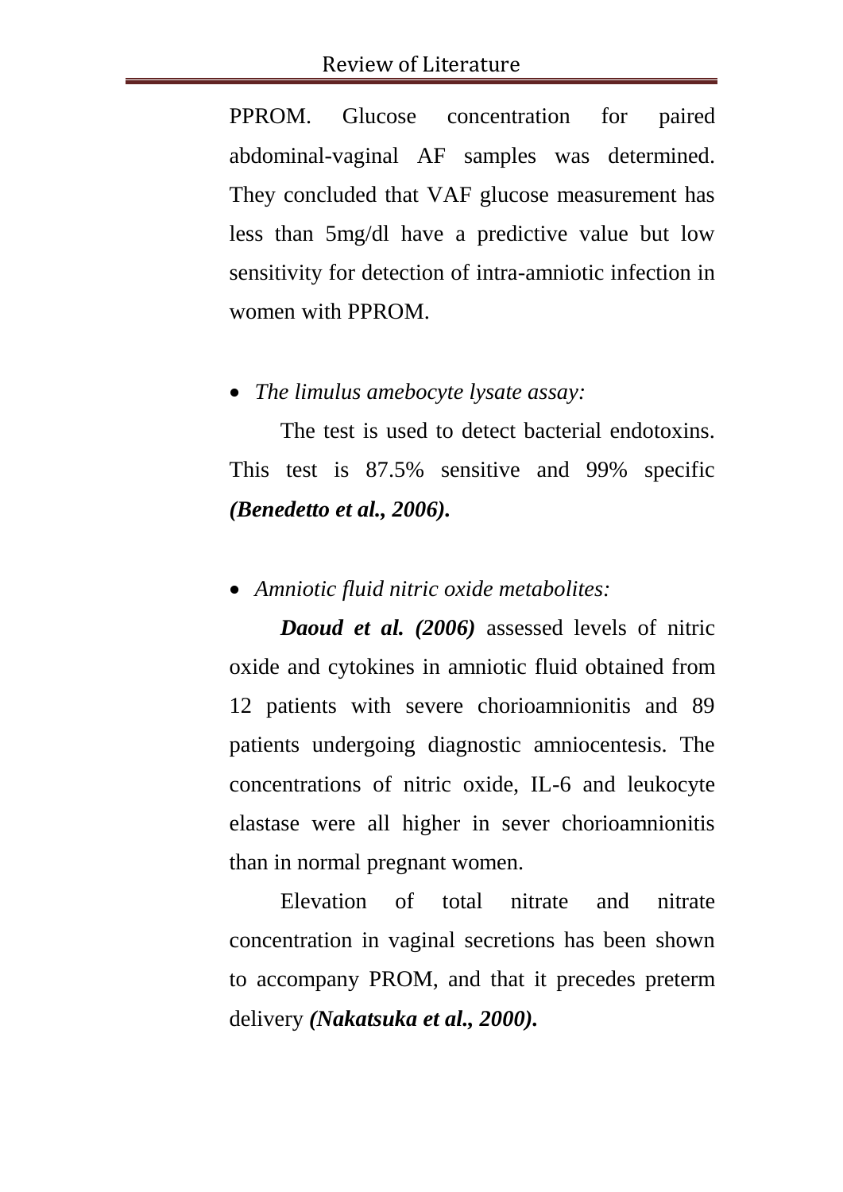PPROM. Glucose concentration for paired abdominal-vaginal AF samples was determined. They concluded that VAF glucose measurement has less than 5mg/dl have a predictive value but low sensitivity for detection of intra-amniotic infection in women with PPROM.

- *The limulus amebocyte lysate assay:*

The test is used to detect bacterial endotoxins. This test is 87.5% sensitive and 99% specific ***(Benedetto et al., 2006).***

- *Amniotic fluid nitric oxide metabolites:*

***Daoud et al. (2006)*** assessed levels of nitric oxide and cytokines in amniotic fluid obtained from 12 patients with severe chorioamnionitis and 89 patients undergoing diagnostic amniocentesis. The concentrations of nitric oxide, IL-6 and leukocyte elastase were all higher in sever chorioamnionitis than in normal pregnant women.

Elevation of total nitrate and nitrate concentration in vaginal secretions has been shown to accompany PROM, and that it precedes preterm delivery ***(Nakatsuka et al., 2000).***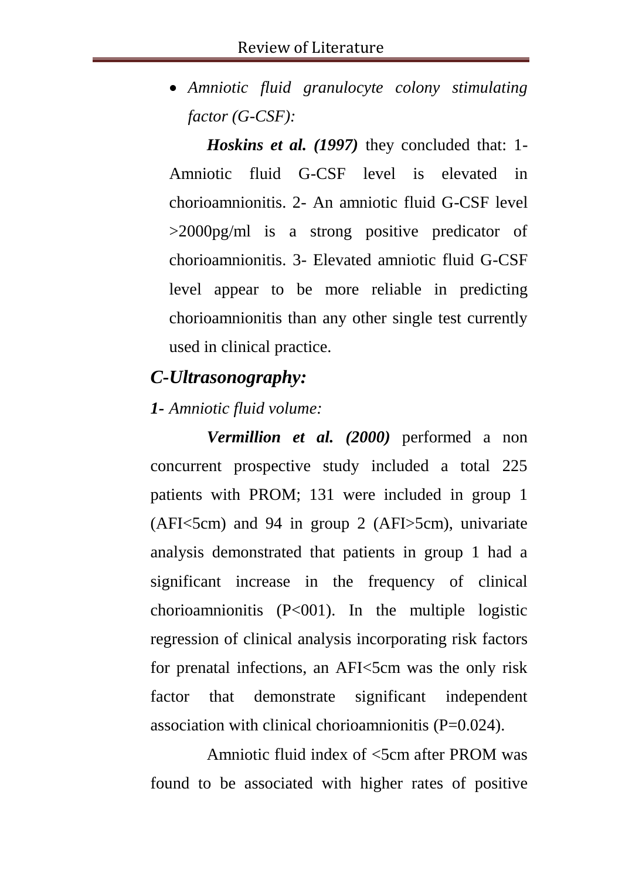- *Amniotic fluid granulocyte colony stimulating factor (G-CSF):*

***Hoskins et al. (1997)*** they concluded that: 1- Amniotic fluid G-CSF level is elevated in chorioamnionitis. 2- An amniotic fluid G-CSF level >2000pg/ml is a strong positive predicator of chorioamnionitis. 3- Elevated amniotic fluid G-CSF level appear to be more reliable in predicting chorioamnionitis than any other single test currently used in clinical practice.

## *C-Ultrasonography:*

***1-*** *Amniotic fluid volume:*

***Vermillion et al. (2000)*** performed a non concurrent prospective study included a total 225 patients with PROM; 131 were included in group 1 (AFI<5cm) and 94 in group 2 (AFI>5cm), univariate analysis demonstrated that patients in group 1 had a significant increase in the frequency of clinical chorioamnionitis (P<001). In the multiple logistic regression of clinical analysis incorporating risk factors for prenatal infections, an AFI<5cm was the only risk factor that demonstrate significant independent association with clinical chorioamnionitis (P=0.024).

Amniotic fluid index of <5cm after PROM was found to be associated with higher rates of positive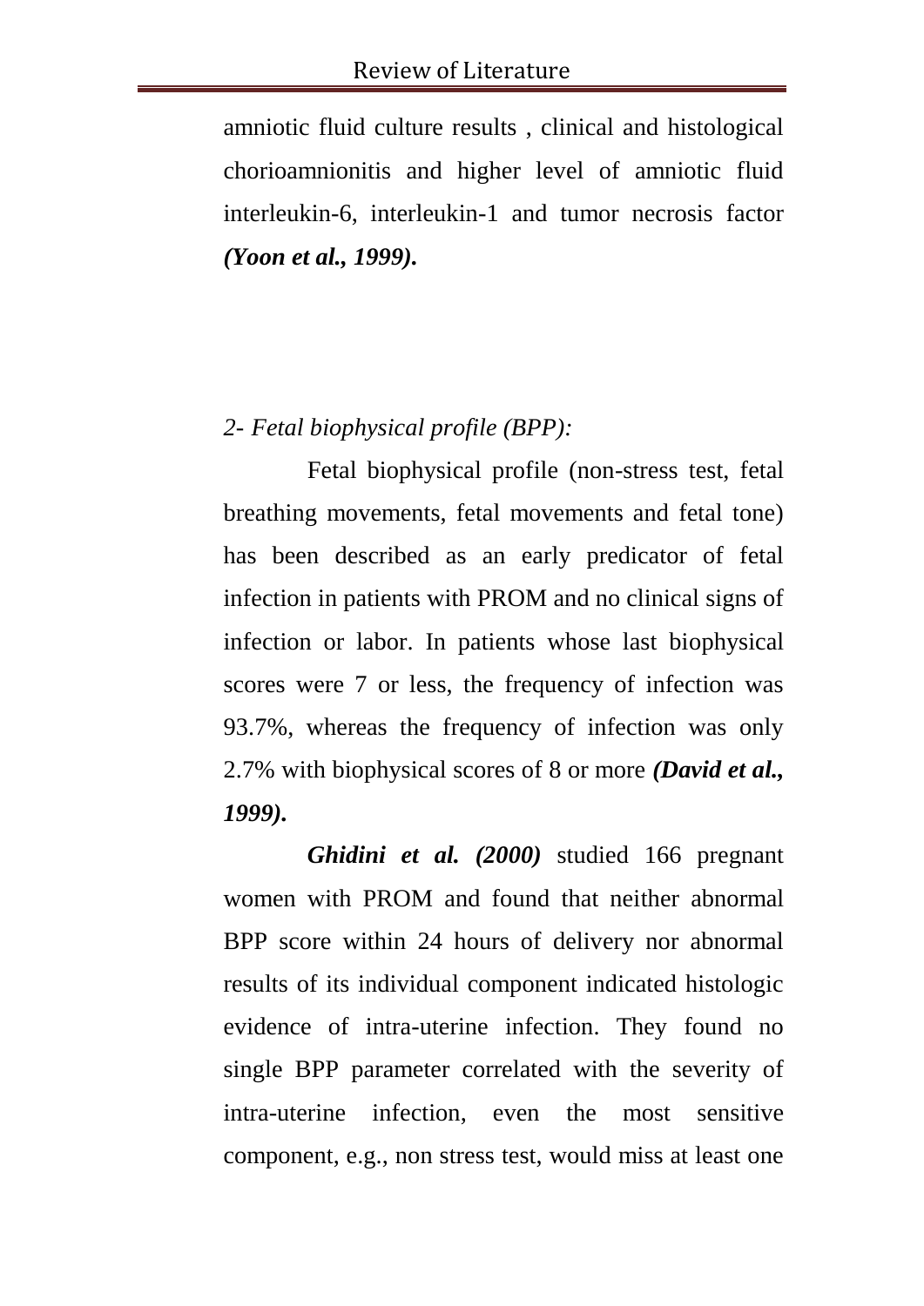amniotic fluid culture results , clinical and histological chorioamnionitis and higher level of amniotic fluid interleukin-6, interleukin-1 and tumor necrosis factor ***(Yoon et al., 1999).***

*2- Fetal biophysical profile (BPP):*

Fetal biophysical profile (non-stress test, fetal breathing movements, fetal movements and fetal tone) has been described as an early predicator of fetal infection in patients with PROM and no clinical signs of infection or labor. In patients whose last biophysical scores were 7 or less, the frequency of infection was 93.7%, whereas the frequency of infection was only 2.7% with biophysical scores of 8 or more ***(David et al., 1999).***

***Ghidini et al. (2000)*** studied 166 pregnant women with PROM and found that neither abnormal BPP score within 24 hours of delivery nor abnormal results of its individual component indicated histologic evidence of intra-uterine infection. They found no single BPP parameter correlated with the severity of intra-uterine infection, even the most sensitive component, e.g., non stress test, would miss at least one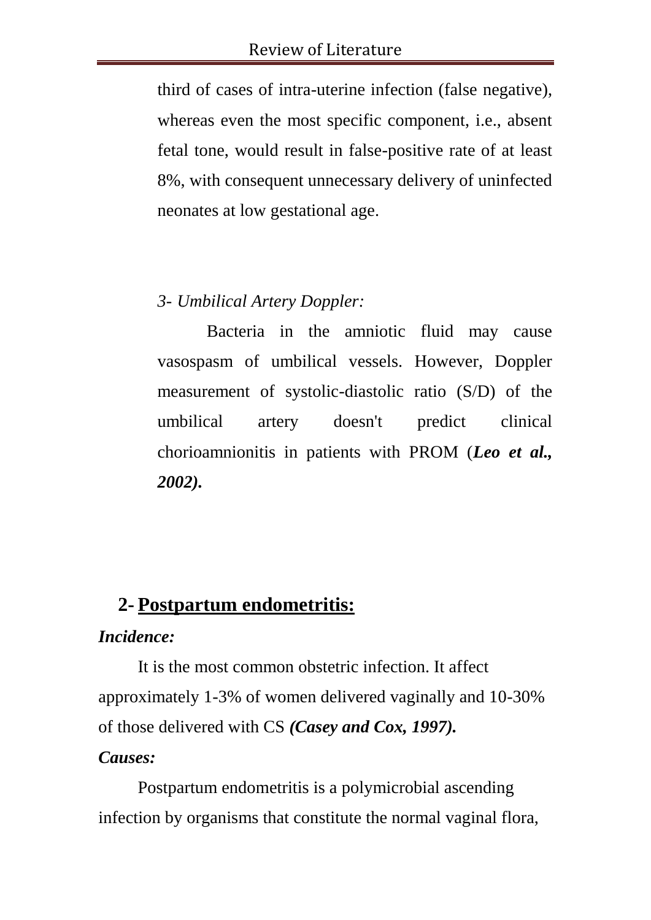third of cases of intra-uterine infection (false negative), whereas even the most specific component, i.e., absent fetal tone, would result in false-positive rate of at least 8%, with consequent unnecessary delivery of uninfected neonates at low gestational age.

*3- Umbilical Artery Doppler:*

Bacteria in the amniotic fluid may cause vasospasm of umbilical vessels. However, Doppler measurement of systolic-diastolic ratio (S/D) of the umbilical artery doesn't predict clinical chorioamnionitis in patients with PROM (***Leo et al., 2002).***

## 2- Postpartum endometritis:

***Incidence:***

It is the most common obstetric infection. It affect approximately 1-3% of women delivered vaginally and 10-30% of those delivered with CS ***(Casey and Cox, 1997).***

***Causes:***

Postpartum endometritis is a polymicrobial ascending infection by organisms that constitute the normal vaginal flora,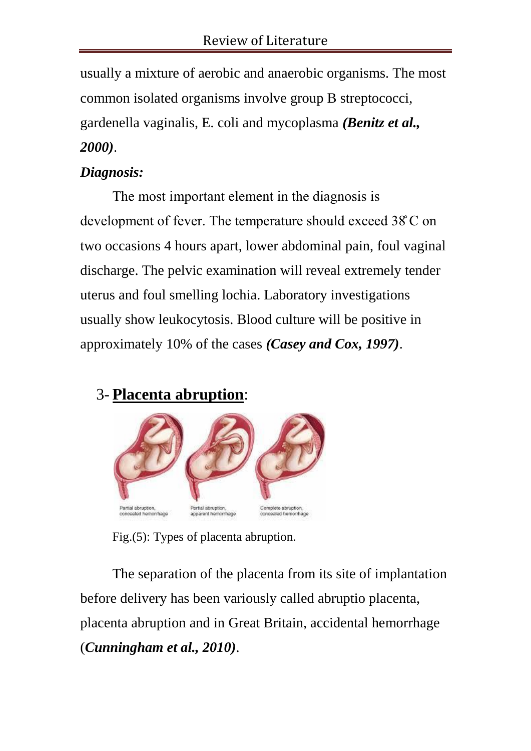usually a mixture of aerobic and anaerobic organisms. The most common isolated organisms involve group B streptococci, gardenella vaginalis, E. coli and mycoplasma ***(Benitz et al., 2000)***.

***Diagnosis:***

The most important element in the diagnosis is development of fever. The temperature should exceed 38°C on two occasions 4 hours apart, lower abdominal pain, foul vaginal discharge. The pelvic examination will reveal extremely tender uterus and foul smelling lochia. Laboratory investigations usually show leukocytosis. Blood culture will be positive in approximately 10% of the cases ***(Casey and Cox, 1997)***.

## 3- **Placenta abruption**:

Fig.(5): Types of placenta abruption.

The separation of the placenta from its site of implantation before delivery has been variously called abruptio placenta, placenta abruption and in Great Britain, accidental hemorrhage (***Cunningham et al., 2010)***.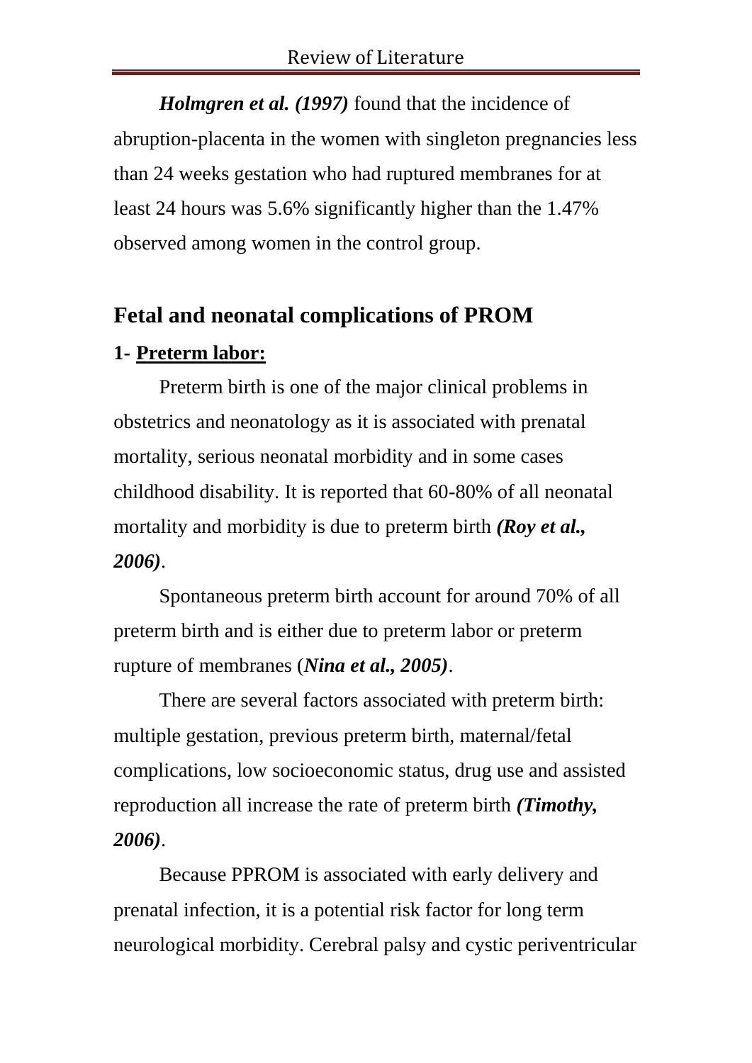***Holmgren et al. (1997)*** found that the incidence of abruption-placenta in the women with singleton pregnancies less than 24 weeks gestation who had ruptured membranes for at least 24 hours was 5.6% significantly higher than the 1.47% observed among women in the control group.

## Fetal and neonatal complications of PROM

### 1- Preterm labor:

Preterm birth is one of the major clinical problems in obstetrics and neonatology as it is associated with prenatal mortality, serious neonatal morbidity and in some cases childhood disability. It is reported that 60-80% of all neonatal mortality and morbidity is due to preterm birth ***(Roy et al., 2006)***.

Spontaneous preterm birth account for around 70% of all preterm birth and is either due to preterm labor or preterm rupture of membranes (***Nina et al., 2005)***.

There are several factors associated with preterm birth: multiple gestation, previous preterm birth, maternal/fetal complications, low socioeconomic status, drug use and assisted reproduction all increase the rate of preterm birth ***(Timothy, 2006)***.

Because PPROM is associated with early delivery and prenatal infection, it is a potential risk factor for long term neurological morbidity. Cerebral palsy and cystic periventricular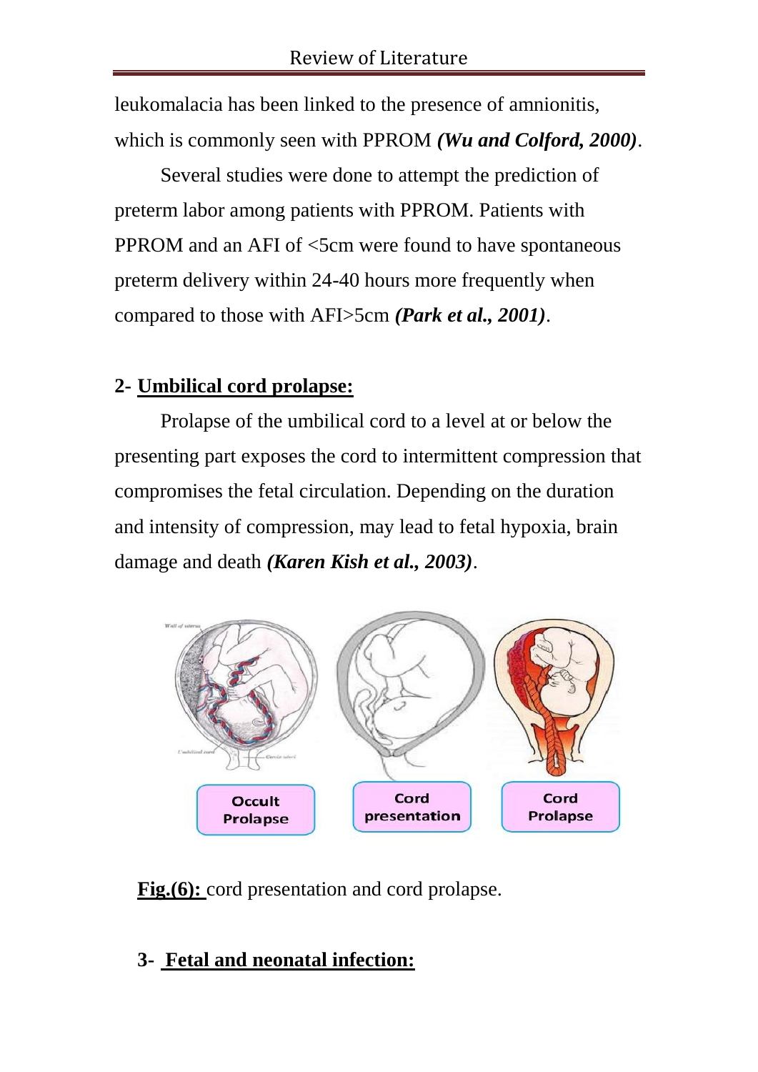leukomalacia has been linked to the presence of amnionitis, which is commonly seen with PPROM ***(Wu and Colford, 2000)***.

Several studies were done to attempt the prediction of preterm labor among patients with PPROM. Patients with PPROM and an AFI of <5cm were found to have spontaneous preterm delivery within 24-40 hours more frequently when compared to those with AFI>5cm ***(Park et al., 2001)***.

## 2- Umbilical cord prolapse:

Prolapse of the umbilical cord to a level at or below the presenting part exposes the cord to intermittent compression that compromises the fetal circulation. Depending on the duration and intensity of compression, may lead to fetal hypoxia, brain damage and death ***(Karen Kish et al., 2003)***.

**Fig.(6):** cord presentation and cord prolapse.

## 3- Fetal and neonatal infection: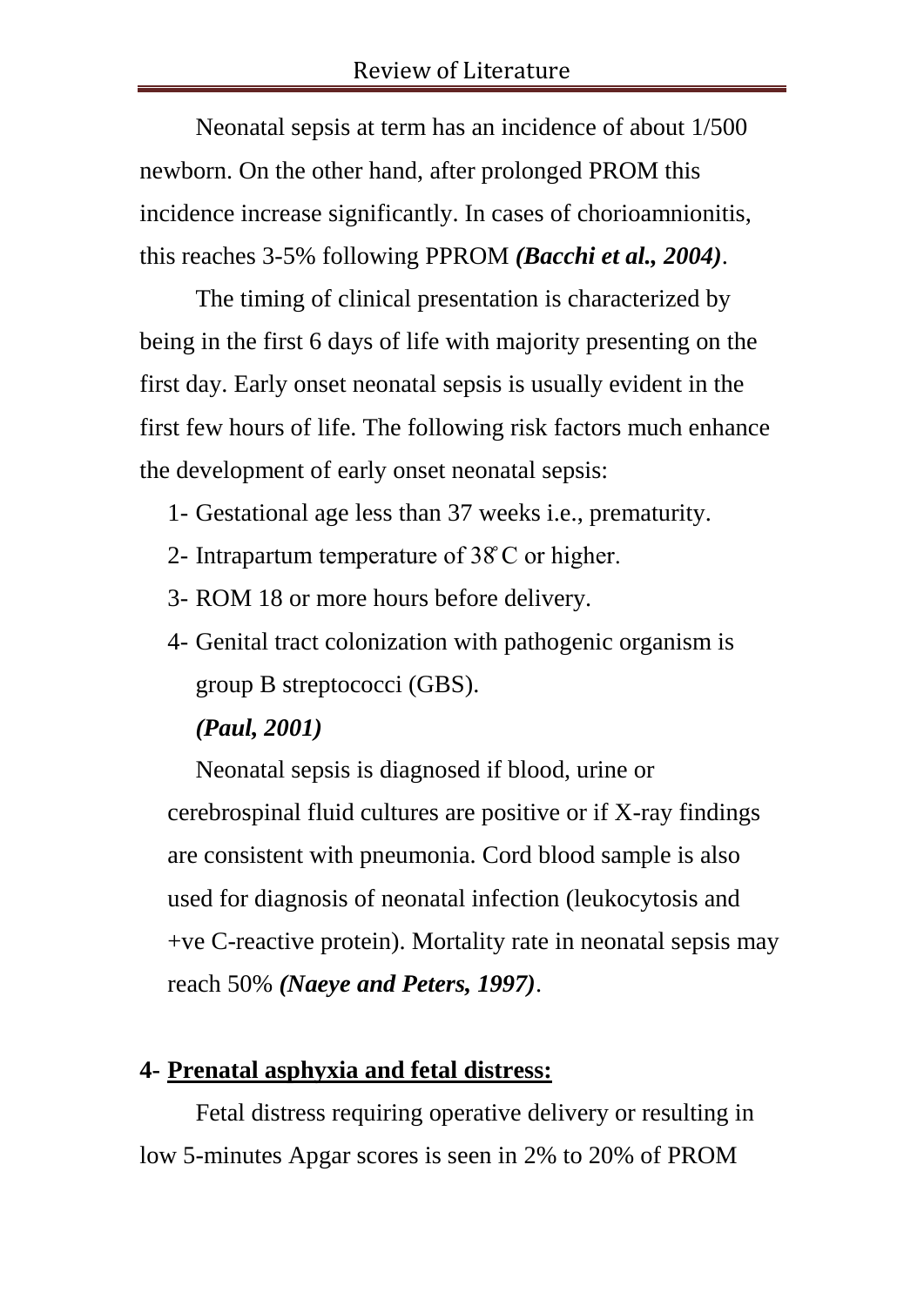Neonatal sepsis at term has an incidence of about 1/500 newborn. On the other hand, after prolonged PROM this incidence increase significantly. In cases of chorioamnionitis, this reaches 3-5% following PPROM ***(Bacchi et al., 2004)***.

The timing of clinical presentation is characterized by being in the first 6 days of life with majority presenting on the first day. Early onset neonatal sepsis is usually evident in the first few hours of life. The following risk factors much enhance the development of early onset neonatal sepsis:

1- Gestational age less than 37 weeks i.e., prematurity.
2- Intrapartum temperature of 38°C or higher.
3- ROM 18 or more hours before delivery.
4- Genital tract colonization with pathogenic organism is group B streptococci (GBS).

***(Paul, 2001)***

Neonatal sepsis is diagnosed if blood, urine or cerebrospinal fluid cultures are positive or if X-ray findings are consistent with pneumonia. Cord blood sample is also used for diagnosis of neonatal infection (leukocytosis and +ve C-reactive protein). Mortality rate in neonatal sepsis may reach 50% ***(Naeye and Peters, 1997)***.

**4- <u>Prenatal asphyxia and fetal distress:</u>**

Fetal distress requiring operative delivery or resulting in low 5-minutes Apgar scores is seen in 2% to 20% of PROM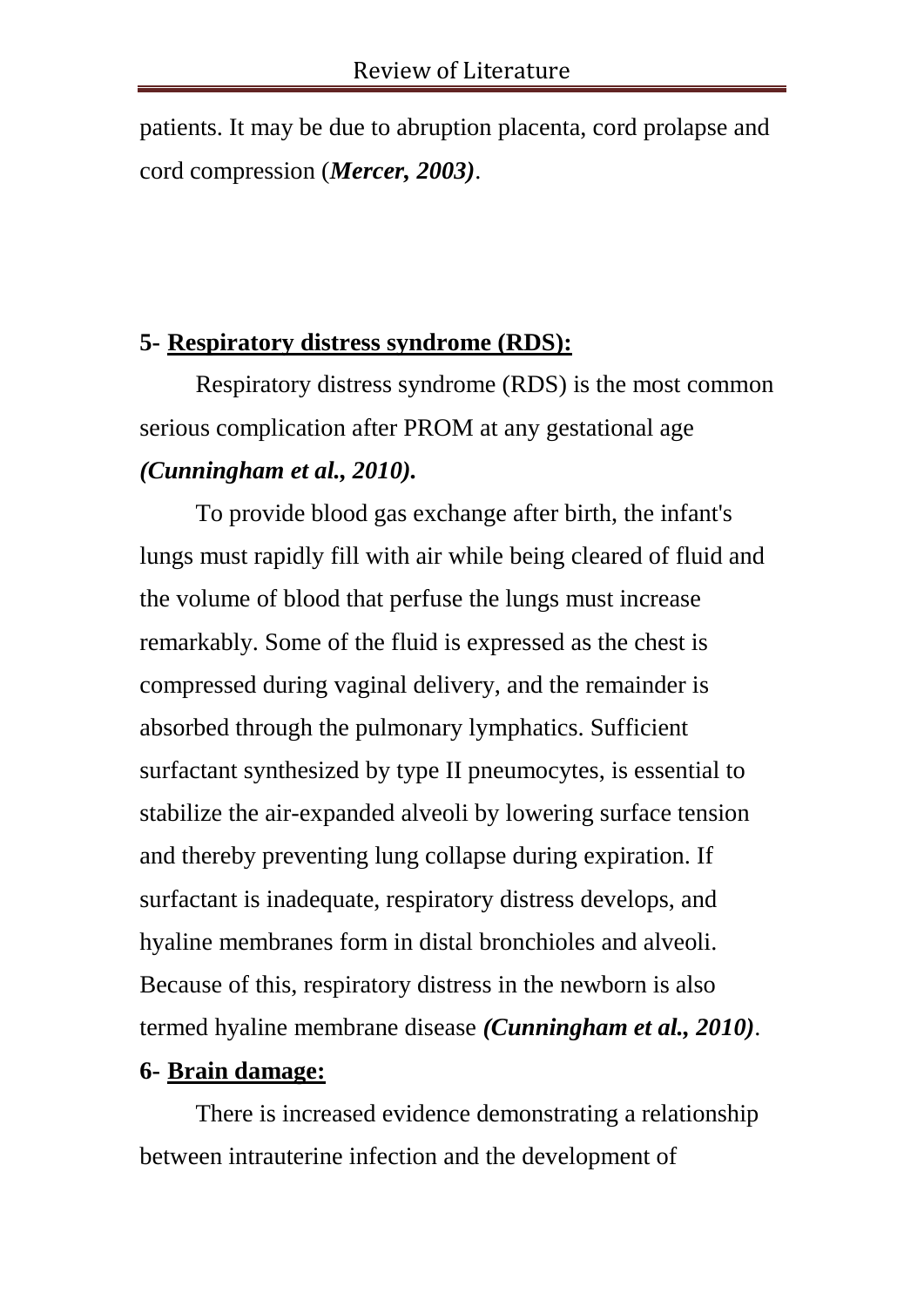patients. It may be due to abruption placenta, cord prolapse and cord compression (***Mercer, 2003)***.

**5- <u>Respiratory distress syndrome (RDS):</u>**

Respiratory distress syndrome (RDS) is the most common serious complication after PROM at any gestational age ***(Cunningham et al., 2010).***

To provide blood gas exchange after birth, the infant's lungs must rapidly fill with air while being cleared of fluid and the volume of blood that perfuse the lungs must increase remarkably. Some of the fluid is expressed as the chest is compressed during vaginal delivery, and the remainder is absorbed through the pulmonary lymphatics. Sufficient surfactant synthesized by type II pneumocytes, is essential to stabilize the air-expanded alveoli by lowering surface tension and thereby preventing lung collapse during expiration. If surfactant is inadequate, respiratory distress develops, and hyaline membranes form in distal bronchioles and alveoli. Because of this, respiratory distress in the newborn is also termed hyaline membrane disease ***(Cunningham et al., 2010)***.

**6- <u>Brain damage:</u>**

There is increased evidence demonstrating a relationship between intrauterine infection and the development of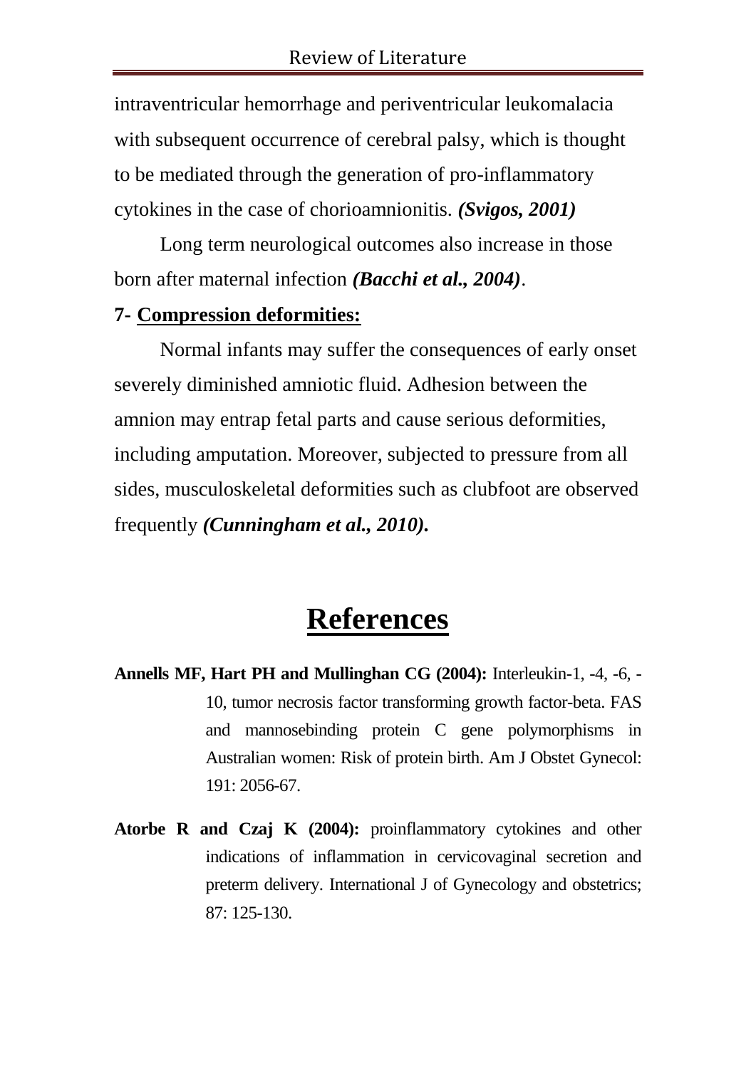intraventricular hemorrhage and periventricular leukomalacia with subsequent occurrence of cerebral palsy, which is thought to be mediated through the generation of pro-inflammatory cytokines in the case of chorioamnionitis. ***(Svigos, 2001)***

Long term neurological outcomes also increase in those born after maternal infection ***(Bacchi et al., 2004)***.

**7- <u>Compression deformities:</u>**

Normal infants may suffer the consequences of early onset severely diminished amniotic fluid. Adhesion between the amnion may entrap fetal parts and cause serious deformities, including amputation. Moreover, subjected to pressure from all sides, musculoskeletal deformities such as clubfoot are observed frequently ***(Cunningham et al., 2010).***

# <u>References</u>

**Annells MF, Hart PH and Mullinghan CG (2004):** Interleukin-1, -4, -6, -10, tumor necrosis factor transforming growth factor-beta. FAS and mannosebinding protein C gene polymorphisms in Australian women: Risk of protein birth. Am J Obstet Gynecol: 191: 2056-67.

**Atorbe R and Czaj K (2004):** proinflammatory cytokines and other indications of inflammation in cervicovaginal secretion and preterm delivery. International J of Gynecology and obstetrics; 87: 125-130.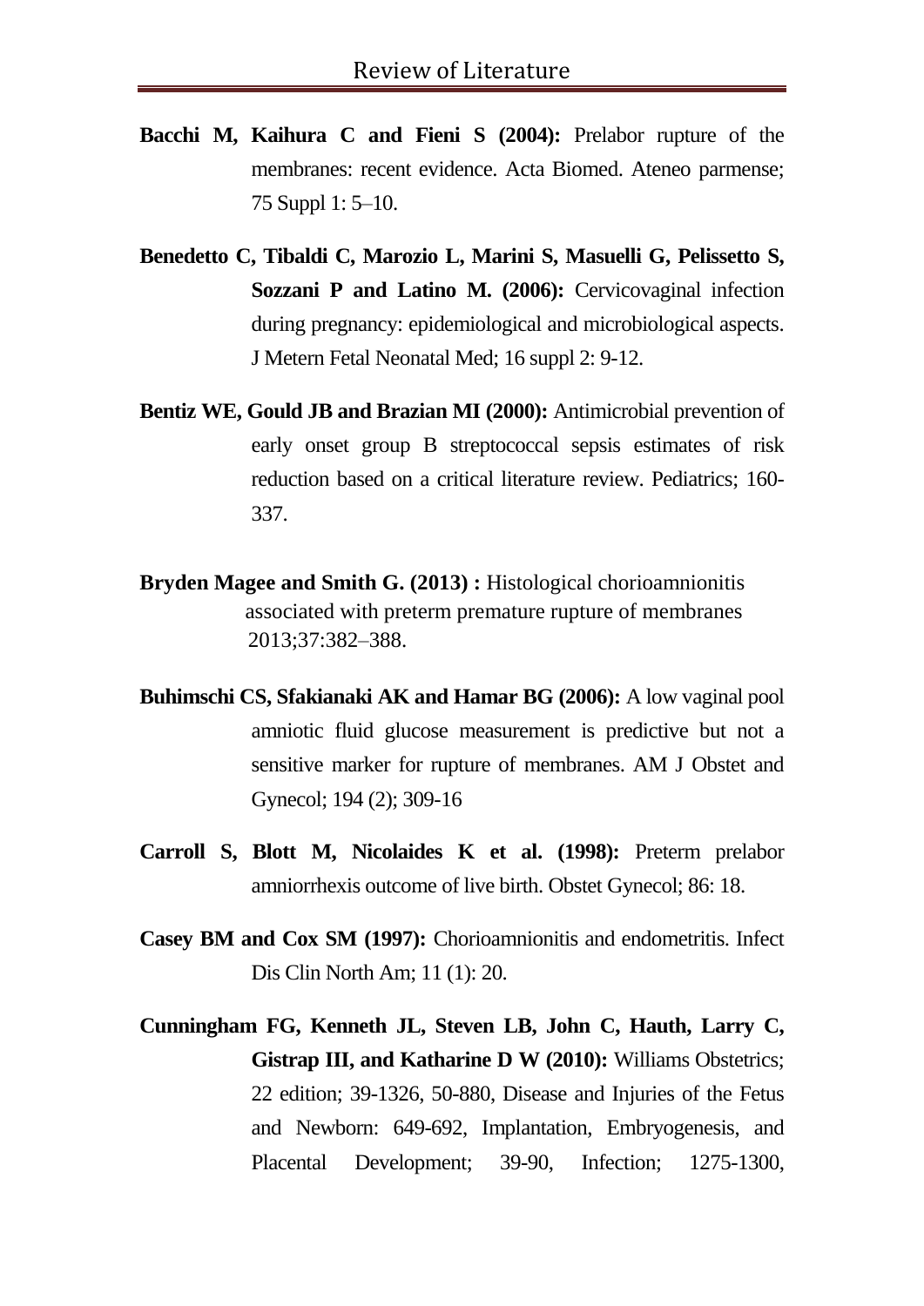**Bacchi M, Kaihura C and Fieni S (2004):** Prelabor rupture of the membranes: recent evidence. Acta Biomed. Ateneo parmense; 75 Suppl 1: 5–10.

**Benedetto C, Tibaldi C, Marozio L, Marini S, Masuelli G, Pelissetto S, Sozzani P and Latino M. (2006):** Cervicovaginal infection during pregnancy: epidemiological and microbiological aspects. J Metern Fetal Neonatal Med; 16 suppl 2: 9-12.

**Bentiz WE, Gould JB and Brazian MI (2000):** Antimicrobial prevention of early onset group B streptococcal sepsis estimates of risk reduction based on a critical literature review. Pediatrics; 160-337.

**Bryden Magee and Smith G. (2013) :** Histological chorioamnionitis associated with preterm premature rupture of membranes 2013;37:382–388.

**Buhimschi CS, Sfakianaki AK and Hamar BG (2006):** A low vaginal pool amniotic fluid glucose measurement is predictive but not a sensitive marker for rupture of membranes. AM J Obstet and Gynecol; 194 (2); 309-16

**Carroll S, Blott M, Nicolaides K et al. (1998):** Preterm prelabor amniorrhexis outcome of live birth. Obstet Gynecol; 86: 18.

**Casey BM and Cox SM (1997):** Chorioamnionitis and endometritis. Infect Dis Clin North Am; 11 (1): 20.

**Cunningham FG, Kenneth JL, Steven LB, John C, Hauth, Larry C, Gistrap III, and Katharine D W (2010):** Williams Obstetrics; 22 edition; 39-1326, 50-880, Disease and Injuries of the Fetus and Newborn: 649-692, Implantation, Embryogenesis, and Placental Development; 39-90, Infection; 1275-1300,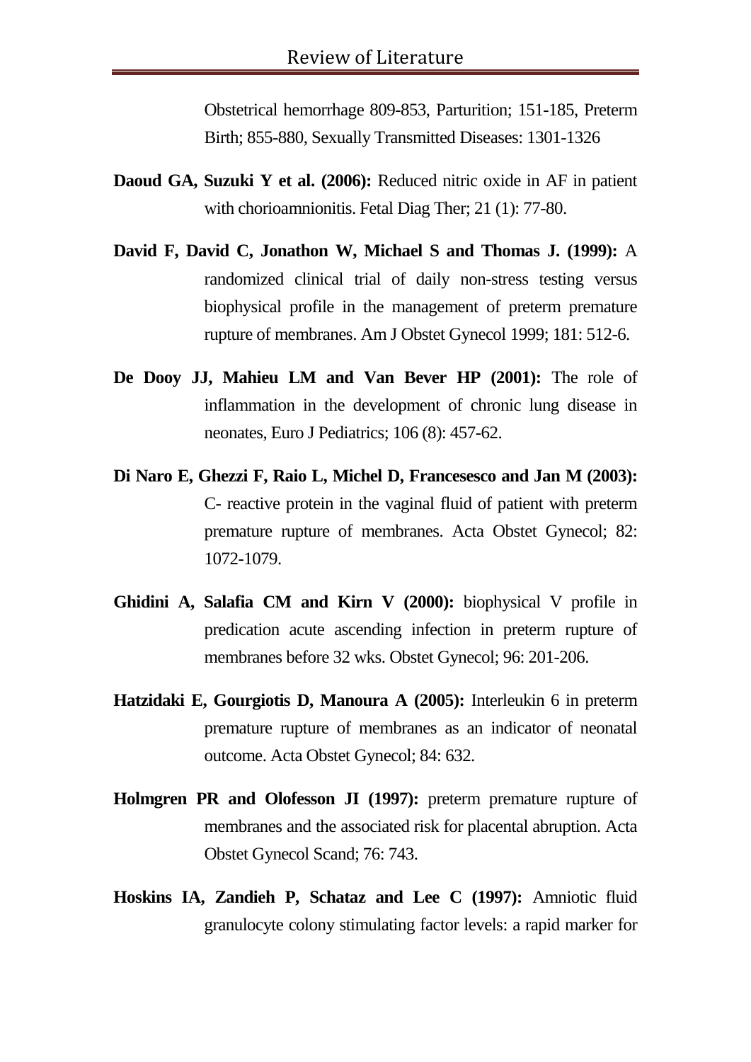Obstetrical hemorrhage 809-853, Parturition; 151-185, Preterm Birth; 855-880, Sexually Transmitted Diseases: 1301-1326

**Daoud GA, Suzuki Y et al. (2006):** Reduced nitric oxide in AF in patient with chorioamnionitis. Fetal Diag Ther; 21 (1): 77-80.

**David F, David C, Jonathon W, Michael S and Thomas J. (1999):** A randomized clinical trial of daily non-stress testing versus biophysical profile in the management of preterm premature rupture of membranes. Am J Obstet Gynecol 1999; 181: 512-6.

**De Dooy JJ, Mahieu LM and Van Bever HP (2001):** The role of inflammation in the development of chronic lung disease in neonates, Euro J Pediatrics; 106 (8): 457-62.

**Di Naro E, Ghezzi F, Raio L, Michel D, Francesesco and Jan M (2003):** C- reactive protein in the vaginal fluid of patient with preterm premature rupture of membranes. Acta Obstet Gynecol; 82: 1072-1079.

**Ghidini A, Salafia CM and Kirn V (2000):** biophysical V profile in predication acute ascending infection in preterm rupture of membranes before 32 wks. Obstet Gynecol; 96: 201-206.

**Hatzidaki E, Gourgiotis D, Manoura A (2005):** Interleukin 6 in preterm premature rupture of membranes as an indicator of neonatal outcome. Acta Obstet Gynecol; 84: 632.

**Holmgren PR and Olofesson JI (1997):** preterm premature rupture of membranes and the associated risk for placental abruption. Acta Obstet Gynecol Scand; 76: 743.

**Hoskins IA, Zandieh P, Schataz and Lee C (1997):** Amniotic fluid granulocyte colony stimulating factor levels: a rapid marker for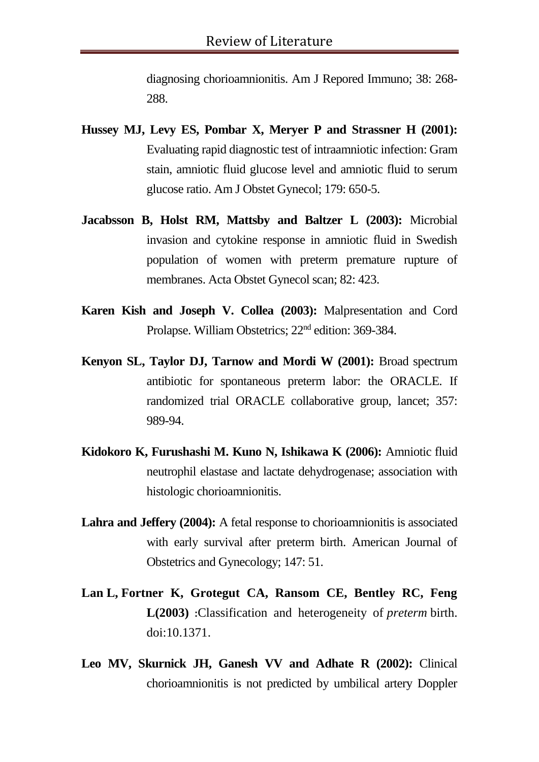diagnosing chorioamnionitis. Am J Repored Immuno; 38: 268-288.

**Hussey MJ, Levy ES, Pombar X, Meryer P and Strassner H (2001):** Evaluating rapid diagnostic test of intraamniotic infection: Gram stain, amniotic fluid glucose level and amniotic fluid to serum glucose ratio. Am J Obstet Gynecol; 179: 650-5.

**Jacabsson B, Holst RM, Mattsby and Baltzer L (2003):** Microbial invasion and cytokine response in amniotic fluid in Swedish population of women with preterm premature rupture of membranes. Acta Obstet Gynecol scan; 82: 423.

**Karen Kish and Joseph V. Collea (2003):** Malpresentation and Cord Prolapse. William Obstetrics; 22nd edition: 369-384.

**Kenyon SL, Taylor DJ, Tarnow and Mordi W (2001):** Broad spectrum antibiotic for spontaneous preterm labor: the ORACLE. If randomized trial ORACLE collaborative group, lancet; 357: 989-94.

**Kidokoro K, Furushashi M. Kuno N, Ishikawa K (2006):** Amniotic fluid neutrophil elastase and lactate dehydrogenase; association with histologic chorioamnionitis.

**Lahra and Jeffery (2004):** A fetal response to chorioamnionitis is associated with early survival after preterm birth. American Journal of Obstetrics and Gynecology; 147: 51.

**Lan L, Fortner K, Grotegut CA, Ransom CE, Bentley RC, Feng L(2003)** :Classification and heterogeneity of *preterm* birth. doi:10.1371.

**Leo MV, Skurnick JH, Ganesh VV and Adhate R (2002):** Clinical chorioamnionitis is not predicted by umbilical artery Doppler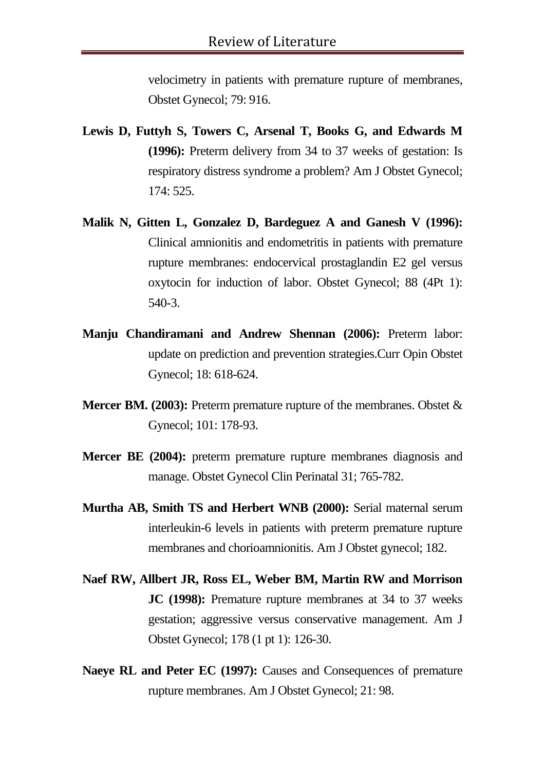velocimetry in patients with premature rupture of membranes, Obstet Gynecol; 79: 916.

**Lewis D, Futtyh S, Towers C, Arsenal T, Books G, and Edwards M (1996):** Preterm delivery from 34 to 37 weeks of gestation: Is respiratory distress syndrome a problem? Am J Obstet Gynecol; 174: 525.

**Malik N, Gitten L, Gonzalez D, Bardeguez A and Ganesh V (1996):** Clinical amnionitis and endometritis in patients with premature rupture membranes: endocervical prostaglandin E2 gel versus oxytocin for induction of labor. Obstet Gynecol; 88 (4Pt 1): 540-3.

**Manju Chandiramani and Andrew Shennan (2006):** Preterm labor: update on prediction and prevention strategies.Curr Opin Obstet Gynecol; 18: 618-624.

**Mercer BM. (2003):** Preterm premature rupture of the membranes. Obstet & Gynecol; 101: 178-93.

**Mercer BE (2004):** preterm premature rupture membranes diagnosis and manage. Obstet Gynecol Clin Perinatal 31; 765-782.

**Murtha AB, Smith TS and Herbert WNB (2000):** Serial maternal serum interleukin-6 levels in patients with preterm premature rupture membranes and chorioamnionitis. Am J Obstet gynecol; 182.

**Naef RW, Allbert JR, Ross EL, Weber BM, Martin RW and Morrison JC (1998):** Premature rupture membranes at 34 to 37 weeks gestation; aggressive versus conservative management. Am J Obstet Gynecol; 178 (1 pt 1): 126-30.

**Naeye RL and Peter EC (1997):** Causes and Consequences of premature rupture membranes. Am J Obstet Gynecol; 21: 98.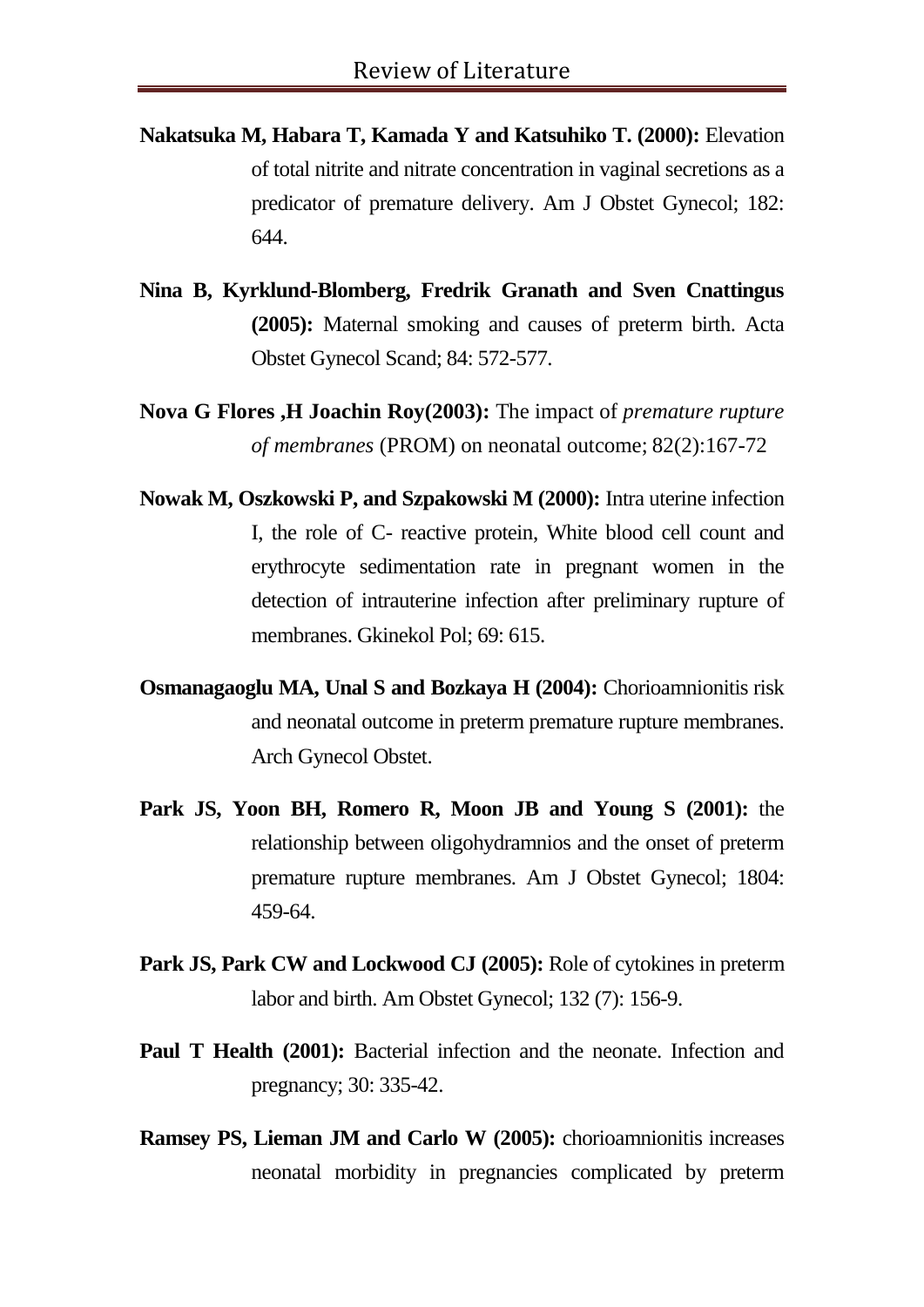**Nakatsuka M, Habara T, Kamada Y and Katsuhiko T. (2000):** Elevation of total nitrite and nitrate concentration in vaginal secretions as a predicator of premature delivery. Am J Obstet Gynecol; 182: 644.

**Nina B, Kyrklund-Blomberg, Fredrik Granath and Sven Cnattingus (2005):** Maternal smoking and causes of preterm birth. Acta Obstet Gynecol Scand; 84: 572-577.

**Nova G Flores ,H Joachin Roy(2003):** The impact of *premature rupture of membranes* (PROM) on neonatal outcome; 82(2):167-72

**Nowak M, Oszkowski P, and Szpakowski M (2000):** Intra uterine infection I, the role of C- reactive protein, White blood cell count and erythrocyte sedimentation rate in pregnant women in the detection of intrauterine infection after preliminary rupture of membranes. Gkinekol Pol; 69: 615.

**Osmanagaoglu MA, Unal S and Bozkaya H (2004):** Chorioamnionitis risk and neonatal outcome in preterm premature rupture membranes. Arch Gynecol Obstet.

**Park JS, Yoon BH, Romero R, Moon JB and Young S (2001):** the relationship between oligohydramnios and the onset of preterm premature rupture membranes. Am J Obstet Gynecol; 1804: 459-64.

**Park JS, Park CW and Lockwood CJ (2005):** Role of cytokines in preterm labor and birth. Am Obstet Gynecol; 132 (7): 156-9.

**Paul T Health (2001):** Bacterial infection and the neonate. Infection and pregnancy; 30: 335-42.

**Ramsey PS, Lieman JM and Carlo W (2005):** chorioamnionitis increases neonatal morbidity in pregnancies complicated by preterm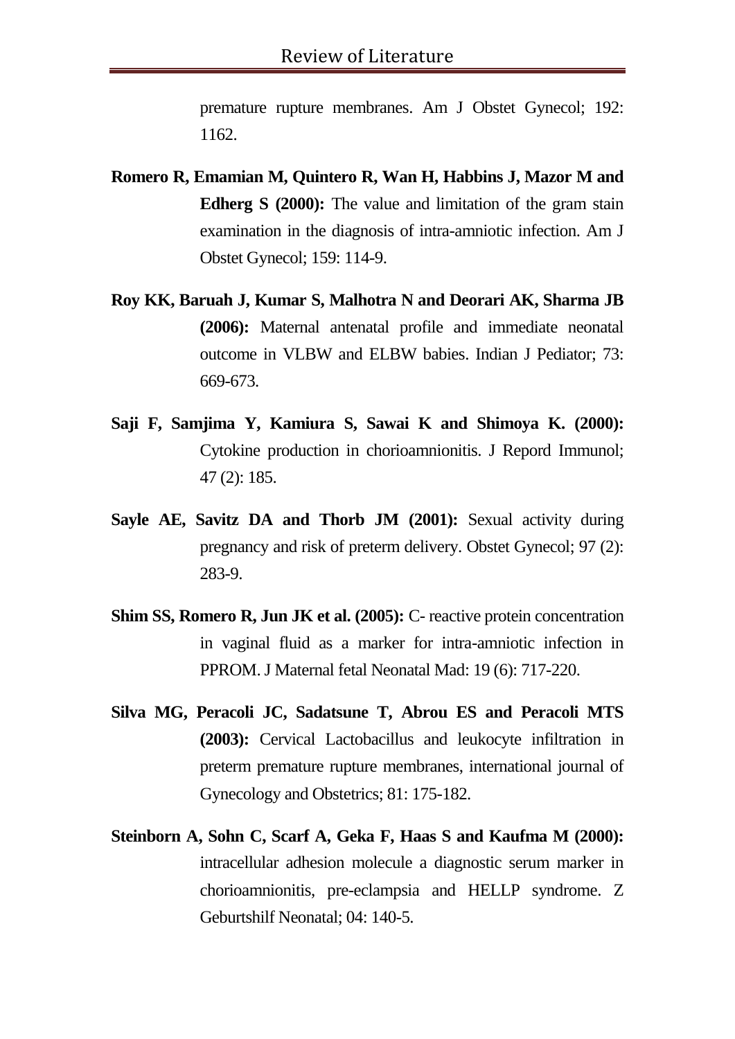premature rupture membranes. Am J Obstet Gynecol; 192: 1162.

**Romero R, Emamian M, Quintero R, Wan H, Habbins J, Mazor M and Edherg S (2000):** The value and limitation of the gram stain examination in the diagnosis of intra-amniotic infection. Am J Obstet Gynecol; 159: 114-9.

**Roy KK, Baruah J, Kumar S, Malhotra N and Deorari AK, Sharma JB (2006):** Maternal antenatal profile and immediate neonatal outcome in VLBW and ELBW babies. Indian J Pediator; 73: 669-673.

**Saji F, Samjima Y, Kamiura S, Sawai K and Shimoya K. (2000):** Cytokine production in chorioamnionitis. J Repord Immunol; 47 (2): 185.

**Sayle AE, Savitz DA and Thorb JM (2001):** Sexual activity during pregnancy and risk of preterm delivery. Obstet Gynecol; 97 (2): 283-9.

**Shim SS, Romero R, Jun JK et al. (2005):** C- reactive protein concentration in vaginal fluid as a marker for intra-amniotic infection in PPROM. J Maternal fetal Neonatal Mad: 19 (6): 717-220.

**Silva MG, Peracoli JC, Sadatsune T, Abrou ES and Peracoli MTS (2003):** Cervical Lactobacillus and leukocyte infiltration in preterm premature rupture membranes, international journal of Gynecology and Obstetrics; 81: 175-182.

**Steinborn A, Sohn C, Scarf A, Geka F, Haas S and Kaufma M (2000):** intracellular adhesion molecule a diagnostic serum marker in chorioamnionitis, pre-eclampsia and HELLP syndrome. Z Geburtshilf Neonatal; 04: 140-5.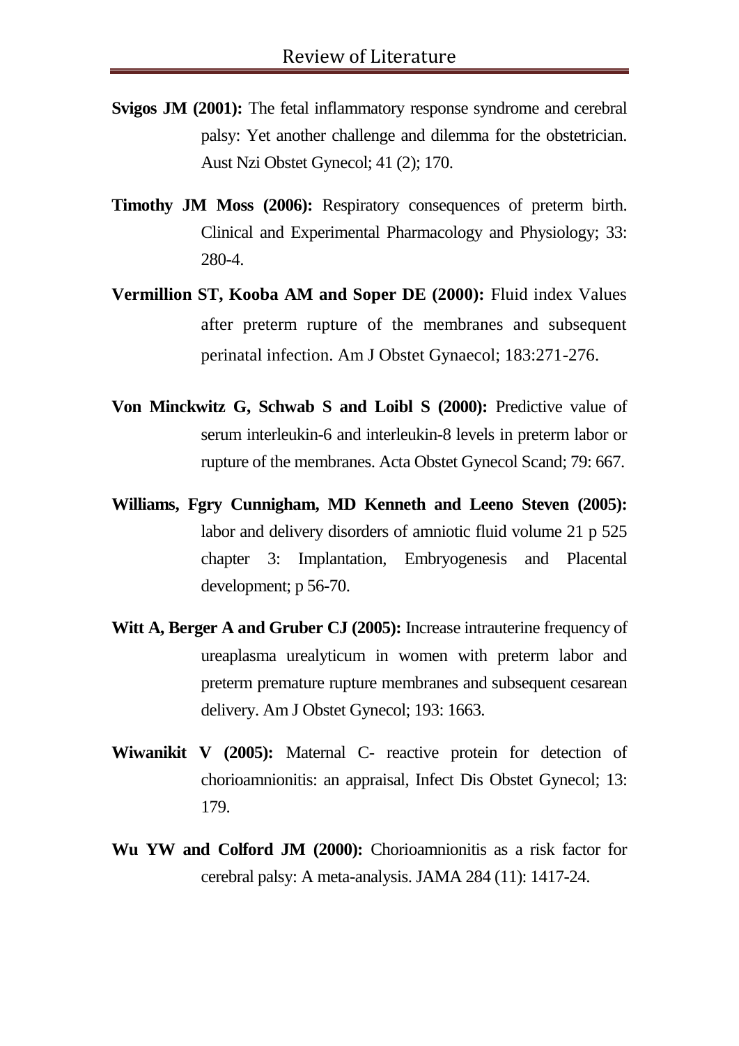**Svigos JM (2001):** The fetal inflammatory response syndrome and cerebral palsy: Yet another challenge and dilemma for the obstetrician. Aust Nzi Obstet Gynecol; 41 (2); 170.

**Timothy JM Moss (2006):** Respiratory consequences of preterm birth. Clinical and Experimental Pharmacology and Physiology; 33: 280-4.

**Vermillion ST, Kooba AM and Soper DE (2000):** Fluid index Values after preterm rupture of the membranes and subsequent perinatal infection. Am J Obstet Gynaecol; 183:271-276.

**Von Minckwitz G, Schwab S and Loibl S (2000):** Predictive value of serum interleukin-6 and interleukin-8 levels in preterm labor or rupture of the membranes. Acta Obstet Gynecol Scand; 79: 667.

**Williams, Fgry Cunnigham, MD Kenneth and Leeno Steven (2005):** labor and delivery disorders of amniotic fluid volume 21 p 525 chapter 3: Implantation, Embryogenesis and Placental development; p 56-70.

**Witt A, Berger A and Gruber CJ (2005):** Increase intrauterine frequency of ureaplasma urealyticum in women with preterm labor and preterm premature rupture membranes and subsequent cesarean delivery. Am J Obstet Gynecol; 193: 1663.

**Wiwanikit V (2005):** Maternal C- reactive protein for detection of chorioamnionitis: an appraisal, Infect Dis Obstet Gynecol; 13: 179.

**Wu YW and Colford JM (2000):** Chorioamnionitis as a risk factor for cerebral palsy: A meta-analysis. JAMA 284 (11): 1417-24.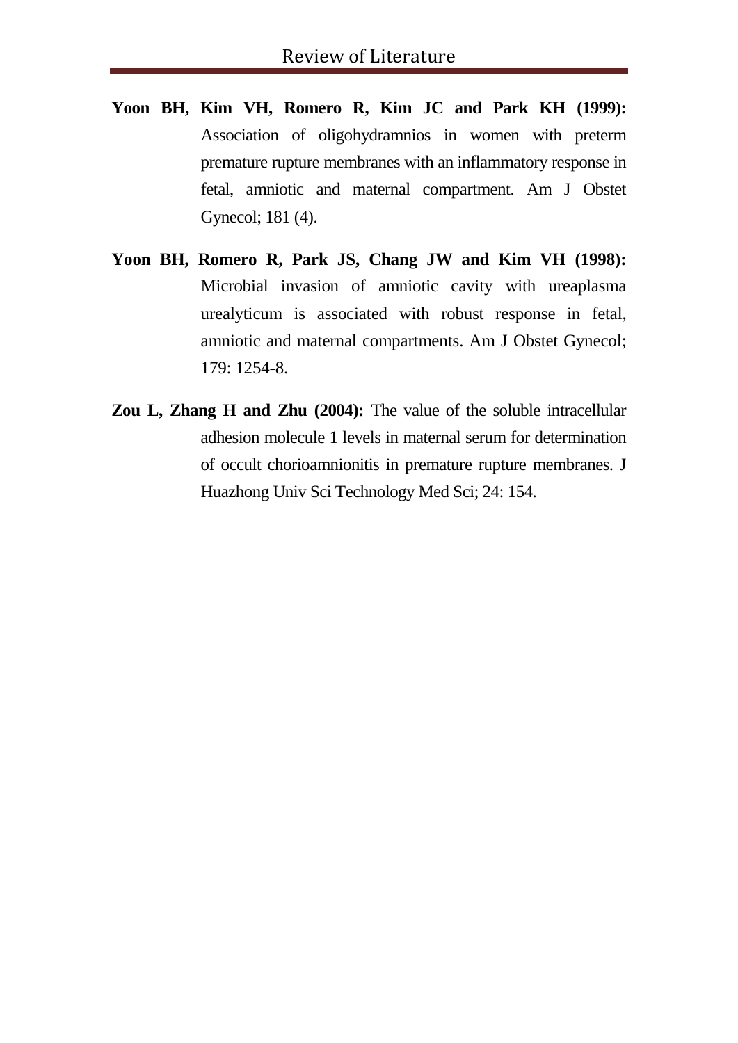**Yoon BH, Kim VH, Romero R, Kim JC and Park KH (1999):** Association of oligohydramnios in women with preterm premature rupture membranes with an inflammatory response in fetal, amniotic and maternal compartment. Am J Obstet Gynecol; 181 (4).

**Yoon BH, Romero R, Park JS, Chang JW and Kim VH (1998):** Microbial invasion of amniotic cavity with ureaplasma urealyticum is associated with robust response in fetal, amniotic and maternal compartments. Am J Obstet Gynecol; 179: 1254-8.

**Zou L, Zhang H and Zhu (2004):** The value of the soluble intracellular adhesion molecule 1 levels in maternal serum for determination of occult chorioamnionitis in premature rupture membranes. J Huazhong Univ Sci Technology Med Sci; 24: 154.